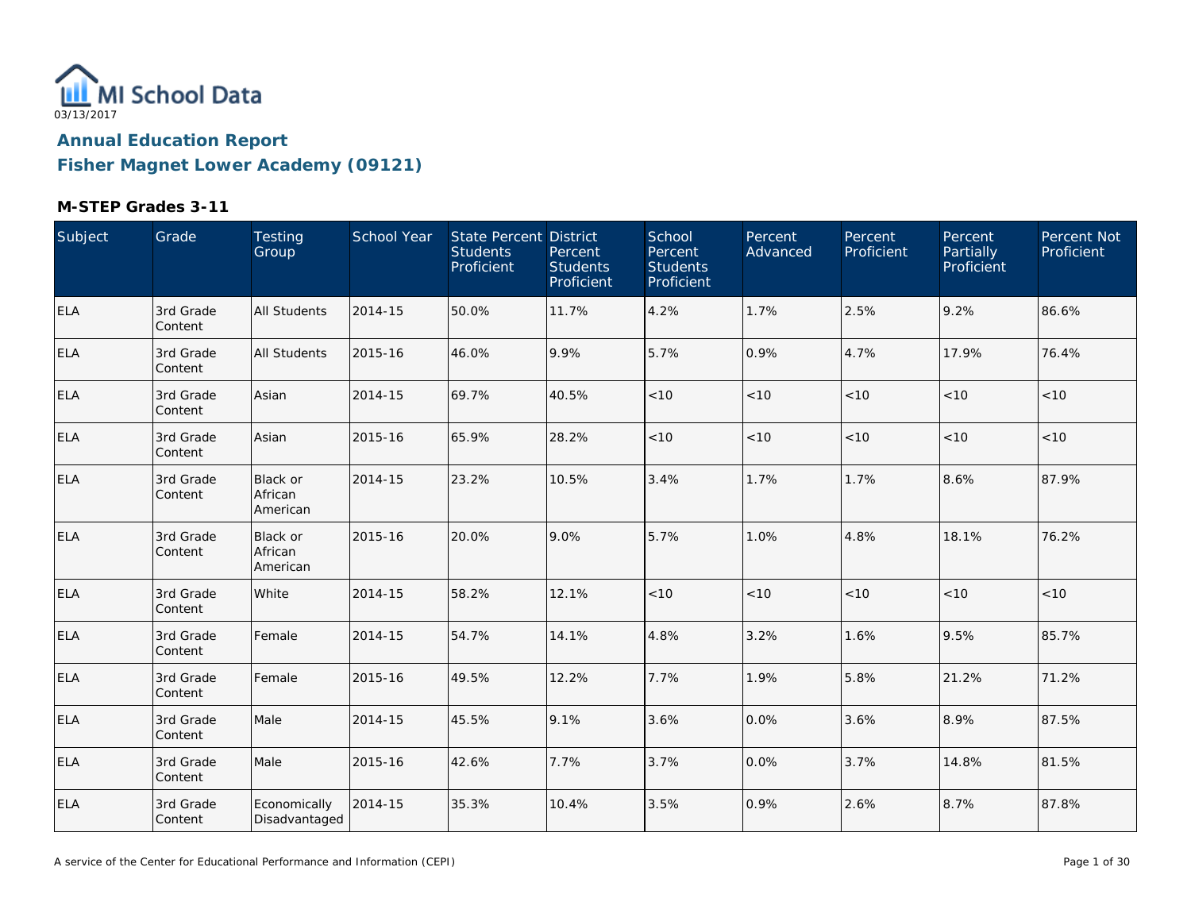MI School Data

03/13/2017

## Annual Education Report

## Fisher Magnet Lower Academy (09121)

### M-STEP Grades 3-11

| Subject | Grade | Testing Group | School Year | State Percent Students Proficient | District Percent Students Proficient | School Percent Students Proficient | Percent Advanced | Percent Proficient | Percent Partially Proficient | Percent Not Proficient |
|---|---|---|---|---|---|---|---|---|---|---|
| ELA | 3rd Grade Content | All Students | 2014-15 | 50.0% | 11.7% | 4.2% | 1.7% | 2.5% | 9.2% | 86.6% |
| ELA | 3rd Grade Content | All Students | 2015-16 | 46.0% | 9.9% | 5.7% | 0.9% | 4.7% | 17.9% | 76.4% |
| ELA | 3rd Grade Content | Asian | 2014-15 | 69.7% | 40.5% | <10 | <10 | <10 | <10 | <10 |
| ELA | 3rd Grade Content | Asian | 2015-16 | 65.9% | 28.2% | <10 | <10 | <10 | <10 | <10 |
| ELA | 3rd Grade Content | Black or African American | 2014-15 | 23.2% | 10.5% | 3.4% | 1.7% | 1.7% | 8.6% | 87.9% |
| ELA | 3rd Grade Content | Black or African American | 2015-16 | 20.0% | 9.0% | 5.7% | 1.0% | 4.8% | 18.1% | 76.2% |
| ELA | 3rd Grade Content | White | 2014-15 | 58.2% | 12.1% | <10 | <10 | <10 | <10 | <10 |
| ELA | 3rd Grade Content | Female | 2014-15 | 54.7% | 14.1% | 4.8% | 3.2% | 1.6% | 9.5% | 85.7% |
| ELA | 3rd Grade Content | Female | 2015-16 | 49.5% | 12.2% | 7.7% | 1.9% | 5.8% | 21.2% | 71.2% |
| ELA | 3rd Grade Content | Male | 2014-15 | 45.5% | 9.1% | 3.6% | 0.0% | 3.6% | 8.9% | 87.5% |
| ELA | 3rd Grade Content | Male | 2015-16 | 42.6% | 7.7% | 3.7% | 0.0% | 3.7% | 14.8% | 81.5% |
| ELA | 3rd Grade Content | Economically Disadvantaged | 2014-15 | 35.3% | 10.4% | 3.5% | 0.9% | 2.6% | 8.7% | 87.8% |

A service of the Center for Educational Performance and Information (CEPI)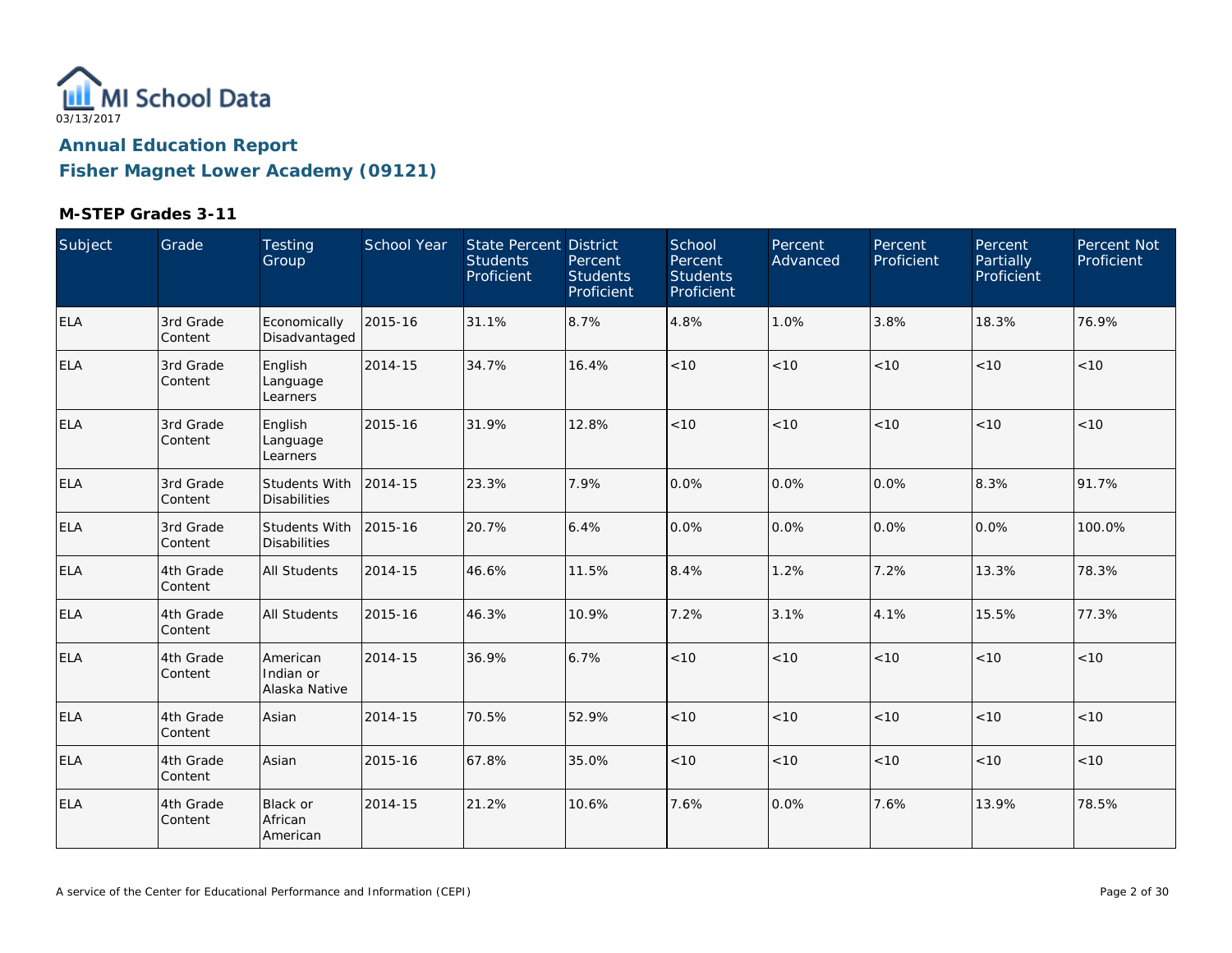MI School Data

03/13/2017

## Annual Education Report

## Fisher Magnet Lower Academy (09121)

### M-STEP Grades 3-11

| Subject | Grade | Testing Group | School Year | State Percent Students Proficient | District Percent Students Proficient | School Percent Students Proficient | Percent Advanced | Percent Proficient | Percent Partially Proficient | Percent Not Proficient |
|---|---|---|---|---|---|---|---|---|---|---|
| ELA | 3rd Grade Content | Economically Disadvantaged | 2015-16 | 31.1% | 8.7% | 4.8% | 1.0% | 3.8% | 18.3% | 76.9% |
| ELA | 3rd Grade Content | English Language Learners | 2014-15 | 34.7% | 16.4% | <10 | <10 | <10 | <10 | <10 |
| ELA | 3rd Grade Content | English Language Learners | 2015-16 | 31.9% | 12.8% | <10 | <10 | <10 | <10 | <10 |
| ELA | 3rd Grade Content | Students With Disabilities | 2014-15 | 23.3% | 7.9% | 0.0% | 0.0% | 0.0% | 8.3% | 91.7% |
| ELA | 3rd Grade Content | Students With Disabilities | 2015-16 | 20.7% | 6.4% | 0.0% | 0.0% | 0.0% | 0.0% | 100.0% |
| ELA | 4th Grade Content | All Students | 2014-15 | 46.6% | 11.5% | 8.4% | 1.2% | 7.2% | 13.3% | 78.3% |
| ELA | 4th Grade Content | All Students | 2015-16 | 46.3% | 10.9% | 7.2% | 3.1% | 4.1% | 15.5% | 77.3% |
| ELA | 4th Grade Content | American Indian or Alaska Native | 2014-15 | 36.9% | 6.7% | <10 | <10 | <10 | <10 | <10 |
| ELA | 4th Grade Content | Asian | 2014-15 | 70.5% | 52.9% | <10 | <10 | <10 | <10 | <10 |
| ELA | 4th Grade Content | Asian | 2015-16 | 67.8% | 35.0% | <10 | <10 | <10 | <10 | <10 |
| ELA | 4th Grade Content | Black or African American | 2014-15 | 21.2% | 10.6% | 7.6% | 0.0% | 7.6% | 13.9% | 78.5% |

A service of the Center for Educational Performance and Information (CEPI)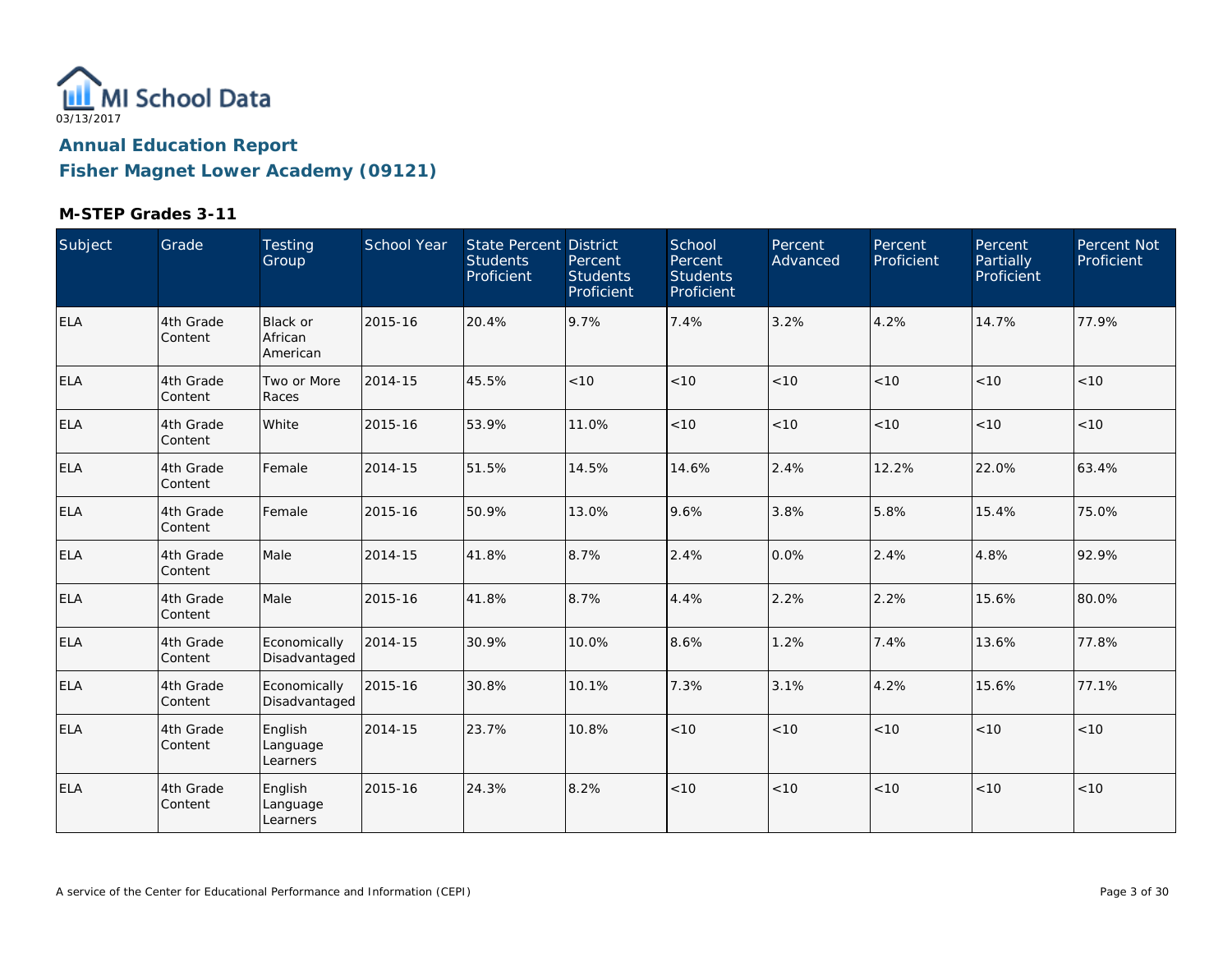MI School Data

03/13/2017

## Annual Education Report

## Fisher Magnet Lower Academy (09121)

### M-STEP Grades 3-11

| Subject | Grade | Testing Group | School Year | State Percent Students Proficient | District Percent Students Proficient | School Percent Students Proficient | Percent Advanced | Percent Proficient | Percent Partially Proficient | Percent Not Proficient |
|---|---|---|---|---|---|---|---|---|---|---|
| ELA | 4th Grade Content | Black or African American | 2015-16 | 20.4% | 9.7% | 7.4% | 3.2% | 4.2% | 14.7% | 77.9% |
| ELA | 4th Grade Content | Two or More Races | 2014-15 | 45.5% | <10 | <10 | <10 | <10 | <10 | <10 |
| ELA | 4th Grade Content | White | 2015-16 | 53.9% | 11.0% | <10 | <10 | <10 | <10 | <10 |
| ELA | 4th Grade Content | Female | 2014-15 | 51.5% | 14.5% | 14.6% | 2.4% | 12.2% | 22.0% | 63.4% |
| ELA | 4th Grade Content | Female | 2015-16 | 50.9% | 13.0% | 9.6% | 3.8% | 5.8% | 15.4% | 75.0% |
| ELA | 4th Grade Content | Male | 2014-15 | 41.8% | 8.7% | 2.4% | 0.0% | 2.4% | 4.8% | 92.9% |
| ELA | 4th Grade Content | Male | 2015-16 | 41.8% | 8.7% | 4.4% | 2.2% | 2.2% | 15.6% | 80.0% |
| ELA | 4th Grade Content | Economically Disadvantaged | 2014-15 | 30.9% | 10.0% | 8.6% | 1.2% | 7.4% | 13.6% | 77.8% |
| ELA | 4th Grade Content | Economically Disadvantaged | 2015-16 | 30.8% | 10.1% | 7.3% | 3.1% | 4.2% | 15.6% | 77.1% |
| ELA | 4th Grade Content | English Language Learners | 2014-15 | 23.7% | 10.8% | <10 | <10 | <10 | <10 | <10 |
| ELA | 4th Grade Content | English Language Learners | 2015-16 | 24.3% | 8.2% | <10 | <10 | <10 | <10 | <10 |

A service of the Center for Educational Performance and Information (CEPI)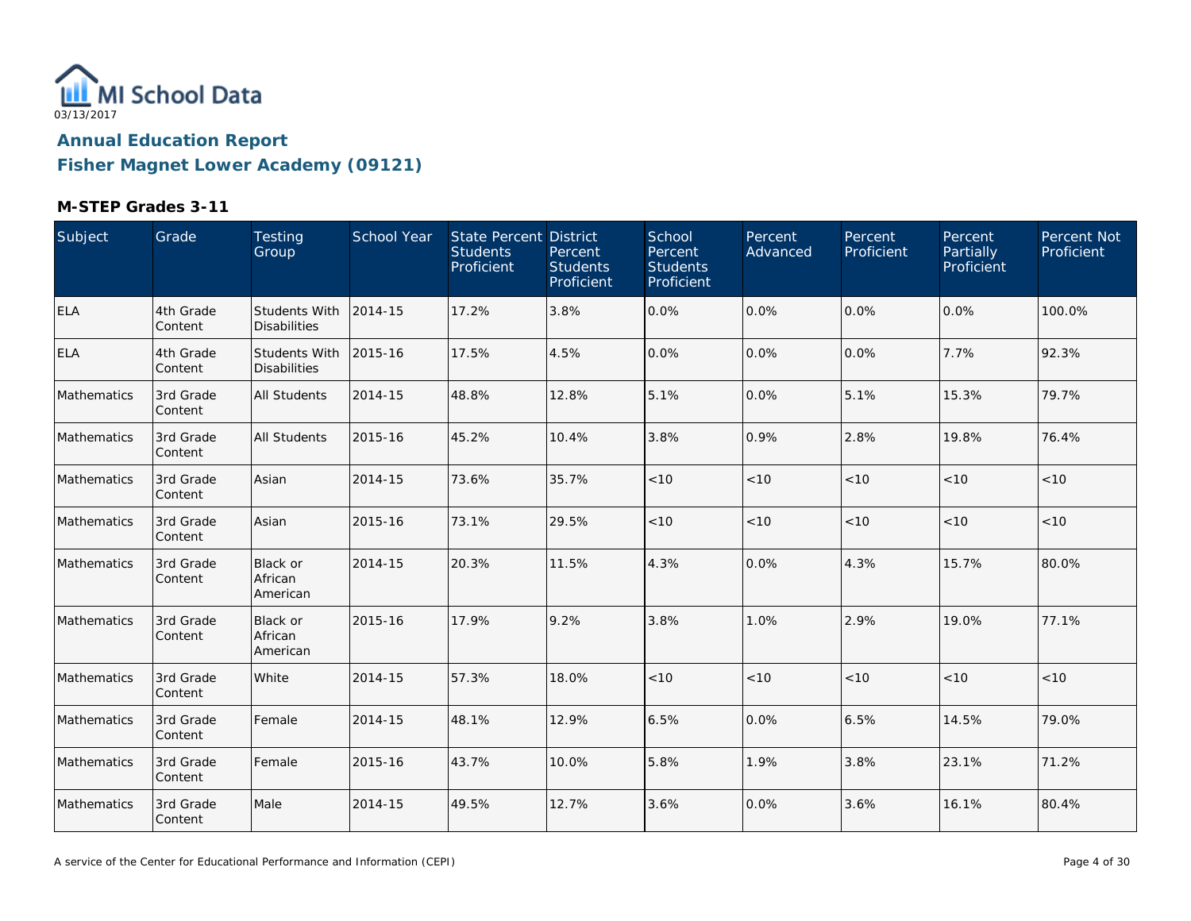MI School Data
03/13/2017

## Annual Education Report

## Fisher Magnet Lower Academy (09121)

### M-STEP Grades 3-11

| Subject | Grade | Testing Group | School Year | State Percent Students Proficient | District Percent Students Proficient | School Percent Students Proficient | Percent Advanced | Percent Proficient | Percent Partially Proficient | Percent Not Proficient |
|---|---|---|---|---|---|---|---|---|---|---|
| ELA | 4th Grade Content | Students With Disabilities | 2014-15 | 17.2% | 3.8% | 0.0% | 0.0% | 0.0% | 0.0% | 100.0% |
| ELA | 4th Grade Content | Students With Disabilities | 2015-16 | 17.5% | 4.5% | 0.0% | 0.0% | 0.0% | 7.7% | 92.3% |
| Mathematics | 3rd Grade Content | All Students | 2014-15 | 48.8% | 12.8% | 5.1% | 0.0% | 5.1% | 15.3% | 79.7% |
| Mathematics | 3rd Grade Content | All Students | 2015-16 | 45.2% | 10.4% | 3.8% | 0.9% | 2.8% | 19.8% | 76.4% |
| Mathematics | 3rd Grade Content | Asian | 2014-15 | 73.6% | 35.7% | <10 | <10 | <10 | <10 | <10 |
| Mathematics | 3rd Grade Content | Asian | 2015-16 | 73.1% | 29.5% | <10 | <10 | <10 | <10 | <10 |
| Mathematics | 3rd Grade Content | Black or African American | 2014-15 | 20.3% | 11.5% | 4.3% | 0.0% | 4.3% | 15.7% | 80.0% |
| Mathematics | 3rd Grade Content | Black or African American | 2015-16 | 17.9% | 9.2% | 3.8% | 1.0% | 2.9% | 19.0% | 77.1% |
| Mathematics | 3rd Grade Content | White | 2014-15 | 57.3% | 18.0% | <10 | <10 | <10 | <10 | <10 |
| Mathematics | 3rd Grade Content | Female | 2014-15 | 48.1% | 12.9% | 6.5% | 0.0% | 6.5% | 14.5% | 79.0% |
| Mathematics | 3rd Grade Content | Female | 2015-16 | 43.7% | 10.0% | 5.8% | 1.9% | 3.8% | 23.1% | 71.2% |
| Mathematics | 3rd Grade Content | Male | 2014-15 | 49.5% | 12.7% | 3.6% | 0.0% | 3.6% | 16.1% | 80.4% |

A service of the Center for Educational Performance and Information (CEPI)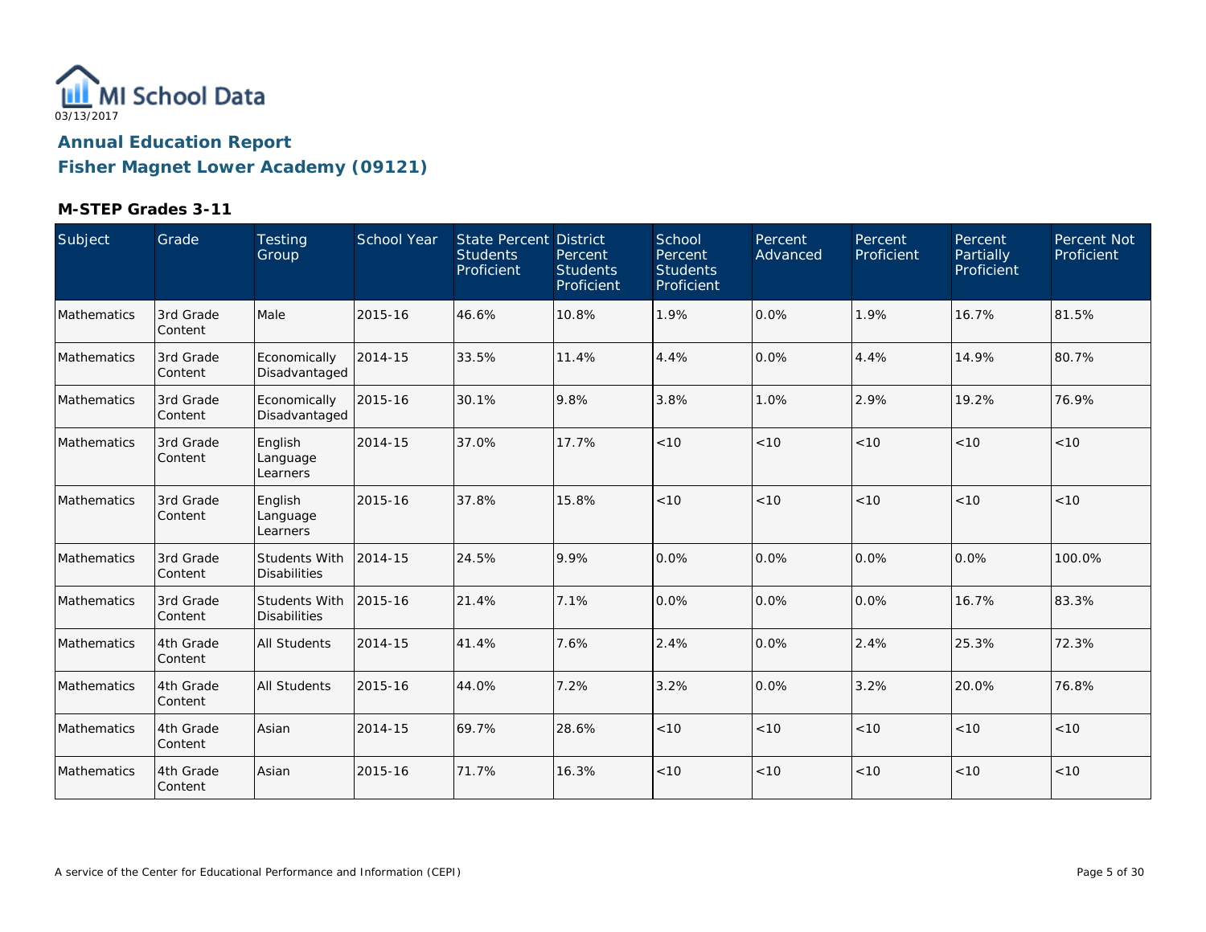MI School Data
03/13/2017

## Annual Education Report

## Fisher Magnet Lower Academy (09121)

### M-STEP Grades 3-11

| Subject | Grade | Testing Group | School Year | State Percent Students Proficient | District Percent Students Proficient | School Percent Students Proficient | Percent Advanced | Percent Proficient | Percent Partially Proficient | Percent Not Proficient |
|---|---|---|---|---|---|---|---|---|---|---|
| Mathematics | 3rd Grade Content | Male | 2015-16 | 46.6% | 10.8% | 1.9% | 0.0% | 1.9% | 16.7% | 81.5% |
| Mathematics | 3rd Grade Content | Economically Disadvantaged | 2014-15 | 33.5% | 11.4% | 4.4% | 0.0% | 4.4% | 14.9% | 80.7% |
| Mathematics | 3rd Grade Content | Economically Disadvantaged | 2015-16 | 30.1% | 9.8% | 3.8% | 1.0% | 2.9% | 19.2% | 76.9% |
| Mathematics | 3rd Grade Content | English Language Learners | 2014-15 | 37.0% | 17.7% | <10 | <10 | <10 | <10 | <10 |
| Mathematics | 3rd Grade Content | English Language Learners | 2015-16 | 37.8% | 15.8% | <10 | <10 | <10 | <10 | <10 |
| Mathematics | 3rd Grade Content | Students With Disabilities | 2014-15 | 24.5% | 9.9% | 0.0% | 0.0% | 0.0% | 0.0% | 100.0% |
| Mathematics | 3rd Grade Content | Students With Disabilities | 2015-16 | 21.4% | 7.1% | 0.0% | 0.0% | 0.0% | 16.7% | 83.3% |
| Mathematics | 4th Grade Content | All Students | 2014-15 | 41.4% | 7.6% | 2.4% | 0.0% | 2.4% | 25.3% | 72.3% |
| Mathematics | 4th Grade Content | All Students | 2015-16 | 44.0% | 7.2% | 3.2% | 0.0% | 3.2% | 20.0% | 76.8% |
| Mathematics | 4th Grade Content | Asian | 2014-15 | 69.7% | 28.6% | <10 | <10 | <10 | <10 | <10 |
| Mathematics | 4th Grade Content | Asian | 2015-16 | 71.7% | 16.3% | <10 | <10 | <10 | <10 | <10 |

A service of the Center for Educational Performance and Information (CEPI)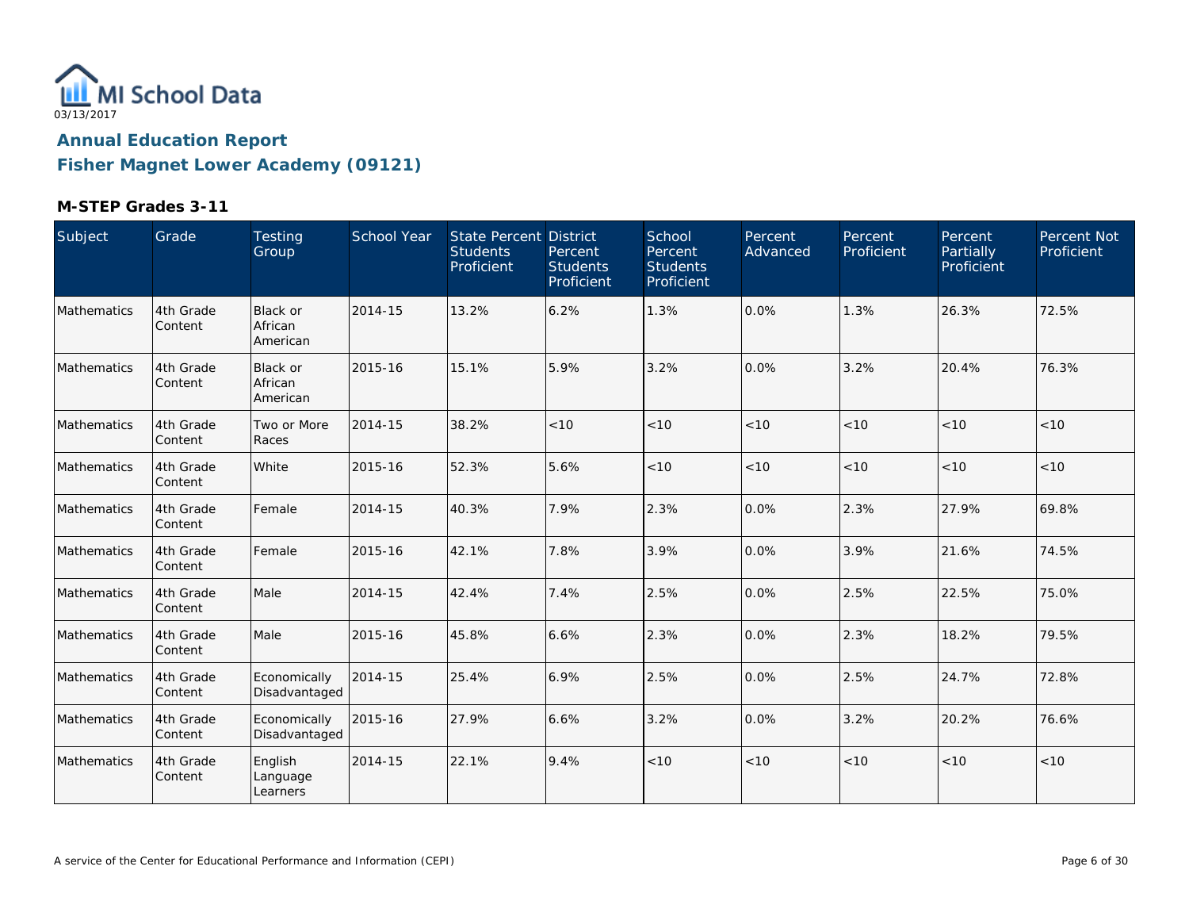MI School Data

03/13/2017

## Annual Education Report

## Fisher Magnet Lower Academy (09121)

### M-STEP Grades 3-11

| Subject | Grade | Testing Group | School Year | State Percent Students Proficient | District Percent Students Proficient | School Percent Students Proficient | Percent Advanced | Percent Proficient | Percent Partially Proficient | Percent Not Proficient |
|---|---|---|---|---|---|---|---|---|---|---|
| Mathematics | 4th Grade Content | Black or African American | 2014-15 | 13.2% | 6.2% | 1.3% | 0.0% | 1.3% | 26.3% | 72.5% |
| Mathematics | 4th Grade Content | Black or African American | 2015-16 | 15.1% | 5.9% | 3.2% | 0.0% | 3.2% | 20.4% | 76.3% |
| Mathematics | 4th Grade Content | Two or More Races | 2014-15 | 38.2% | <10 | <10 | <10 | <10 | <10 | <10 |
| Mathematics | 4th Grade Content | White | 2015-16 | 52.3% | 5.6% | <10 | <10 | <10 | <10 | <10 |
| Mathematics | 4th Grade Content | Female | 2014-15 | 40.3% | 7.9% | 2.3% | 0.0% | 2.3% | 27.9% | 69.8% |
| Mathematics | 4th Grade Content | Female | 2015-16 | 42.1% | 7.8% | 3.9% | 0.0% | 3.9% | 21.6% | 74.5% |
| Mathematics | 4th Grade Content | Male | 2014-15 | 42.4% | 7.4% | 2.5% | 0.0% | 2.5% | 22.5% | 75.0% |
| Mathematics | 4th Grade Content | Male | 2015-16 | 45.8% | 6.6% | 2.3% | 0.0% | 2.3% | 18.2% | 79.5% |
| Mathematics | 4th Grade Content | Economically Disadvantaged | 2014-15 | 25.4% | 6.9% | 2.5% | 0.0% | 2.5% | 24.7% | 72.8% |
| Mathematics | 4th Grade Content | Economically Disadvantaged | 2015-16 | 27.9% | 6.6% | 3.2% | 0.0% | 3.2% | 20.2% | 76.6% |
| Mathematics | 4th Grade Content | English Language Learners | 2014-15 | 22.1% | 9.4% | <10 | <10 | <10 | <10 | <10 |

A service of the Center for Educational Performance and Information (CEPI)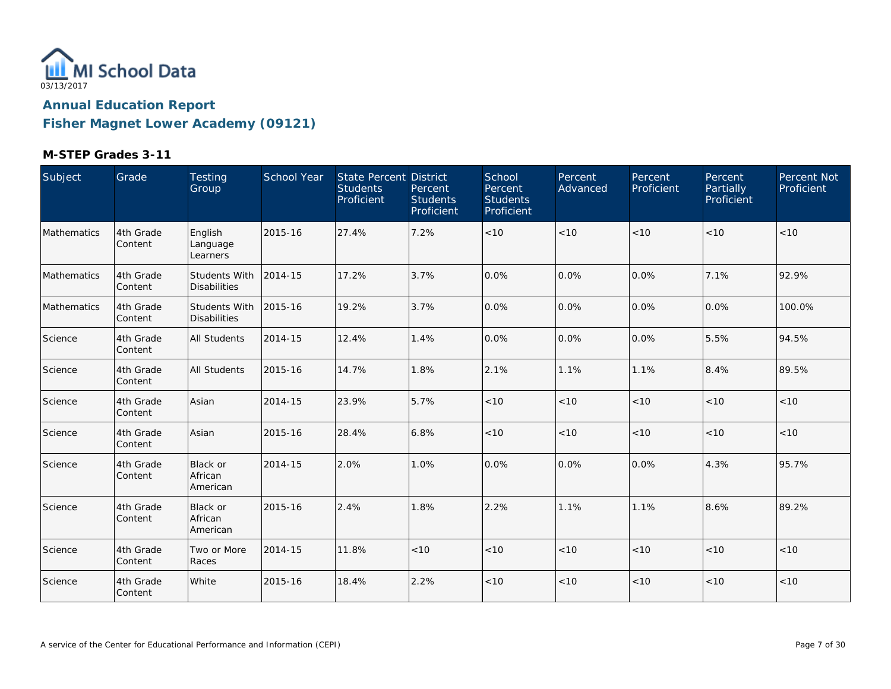03/13/2017

## Annual Education Report

## Fisher Magnet Lower Academy (09121)

### M-STEP Grades 3-11

| Subject | Grade | Testing Group | School Year | State Percent Students Proficient | District Percent Students Proficient | School Percent Students Proficient | Percent Advanced | Percent Proficient | Percent Partially Proficient | Percent Not Proficient |
|---|---|---|---|---|---|---|---|---|---|---|
| Mathematics | 4th Grade Content | English Language Learners | 2015-16 | 27.4% | 7.2% | <10 | <10 | <10 | <10 | <10 |
| Mathematics | 4th Grade Content | Students With Disabilities | 2014-15 | 17.2% | 3.7% | 0.0% | 0.0% | 0.0% | 7.1% | 92.9% |
| Mathematics | 4th Grade Content | Students With Disabilities | 2015-16 | 19.2% | 3.7% | 0.0% | 0.0% | 0.0% | 0.0% | 100.0% |
| Science | 4th Grade Content | All Students | 2014-15 | 12.4% | 1.4% | 0.0% | 0.0% | 0.0% | 5.5% | 94.5% |
| Science | 4th Grade Content | All Students | 2015-16 | 14.7% | 1.8% | 2.1% | 1.1% | 1.1% | 8.4% | 89.5% |
| Science | 4th Grade Content | Asian | 2014-15 | 23.9% | 5.7% | <10 | <10 | <10 | <10 | <10 |
| Science | 4th Grade Content | Asian | 2015-16 | 28.4% | 6.8% | <10 | <10 | <10 | <10 | <10 |
| Science | 4th Grade Content | Black or African American | 2014-15 | 2.0% | 1.0% | 0.0% | 0.0% | 0.0% | 4.3% | 95.7% |
| Science | 4th Grade Content | Black or African American | 2015-16 | 2.4% | 1.8% | 2.2% | 1.1% | 1.1% | 8.6% | 89.2% |
| Science | 4th Grade Content | Two or More Races | 2014-15 | 11.8% | <10 | <10 | <10 | <10 | <10 | <10 |
| Science | 4th Grade Content | White | 2015-16 | 18.4% | 2.2% | <10 | <10 | <10 | <10 | <10 |

A service of the Center for Educational Performance and Information (CEPI)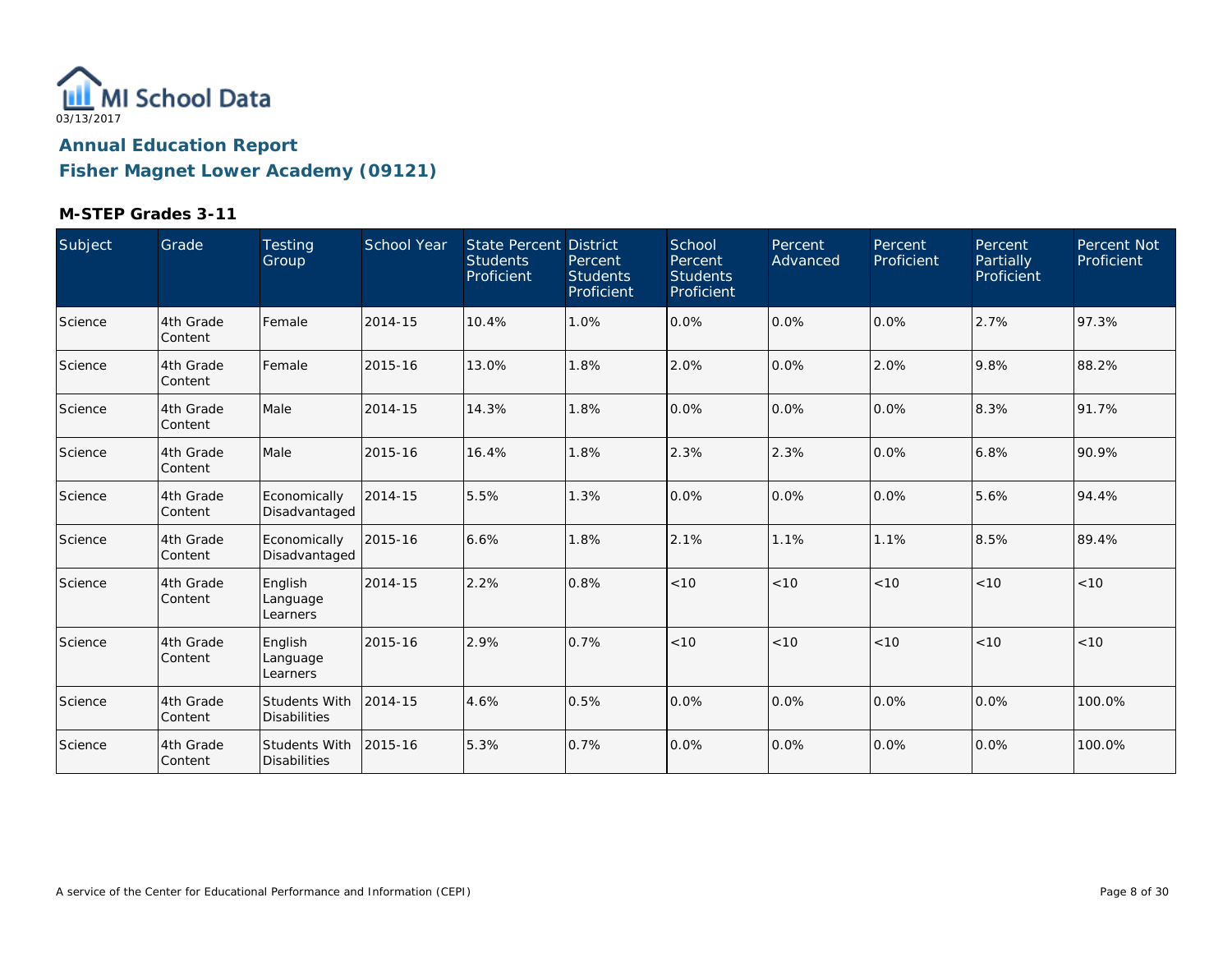MI School Data
03/13/2017

## Annual Education Report

## Fisher Magnet Lower Academy (09121)

### M-STEP Grades 3-11

| Subject | Grade | Testing Group | School Year | State Percent Students Proficient | District Percent Students Proficient | School Percent Students Proficient | Percent Advanced | Percent Proficient | Percent Partially Proficient | Percent Not Proficient |
|---|---|---|---|---|---|---|---|---|---|---|
| Science | 4th Grade Content | Female | 2014-15 | 10.4% | 1.0% | 0.0% | 0.0% | 0.0% | 2.7% | 97.3% |
| Science | 4th Grade Content | Female | 2015-16 | 13.0% | 1.8% | 2.0% | 0.0% | 2.0% | 9.8% | 88.2% |
| Science | 4th Grade Content | Male | 2014-15 | 14.3% | 1.8% | 0.0% | 0.0% | 0.0% | 8.3% | 91.7% |
| Science | 4th Grade Content | Male | 2015-16 | 16.4% | 1.8% | 2.3% | 2.3% | 0.0% | 6.8% | 90.9% |
| Science | 4th Grade Content | Economically Disadvantaged | 2014-15 | 5.5% | 1.3% | 0.0% | 0.0% | 0.0% | 5.6% | 94.4% |
| Science | 4th Grade Content | Economically Disadvantaged | 2015-16 | 6.6% | 1.8% | 2.1% | 1.1% | 1.1% | 8.5% | 89.4% |
| Science | 4th Grade Content | English Language Learners | 2014-15 | 2.2% | 0.8% | <10 | <10 | <10 | <10 | <10 |
| Science | 4th Grade Content | English Language Learners | 2015-16 | 2.9% | 0.7% | <10 | <10 | <10 | <10 | <10 |
| Science | 4th Grade Content | Students With Disabilities | 2014-15 | 4.6% | 0.5% | 0.0% | 0.0% | 0.0% | 0.0% | 100.0% |
| Science | 4th Grade Content | Students With Disabilities | 2015-16 | 5.3% | 0.7% | 0.0% | 0.0% | 0.0% | 0.0% | 100.0% |

A service of the Center for Educational Performance and Information (CEPI)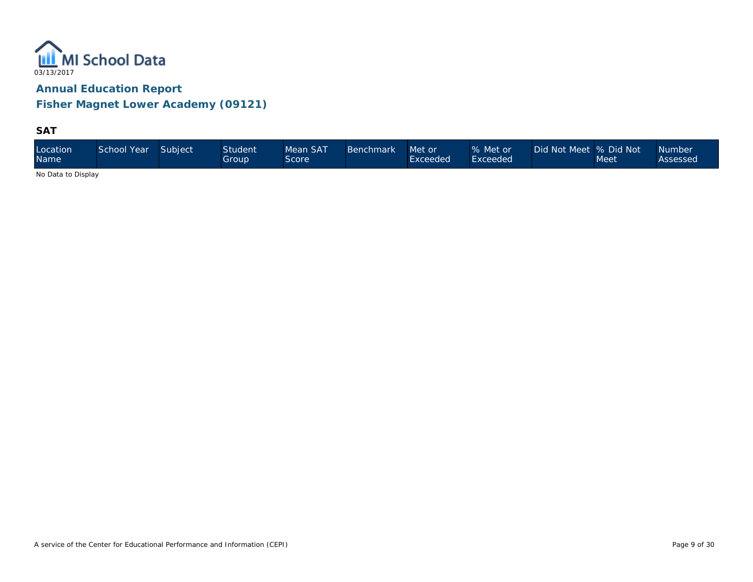MI School Data

03/13/2017

## Annual Education Report

## Fisher Magnet Lower Academy (09121)

### SAT

| Location Name | School Year | Subject | Student Group | Mean SAT Score | Benchmark | Met or Exceeded | % Met or Exceeded | Did Not Meet | % Did Not Meet | Number Assessed |
|---|---|---|---|---|---|---|---|---|---|---|

No Data to Display

A service of the Center for Educational Performance and Information (CEPI)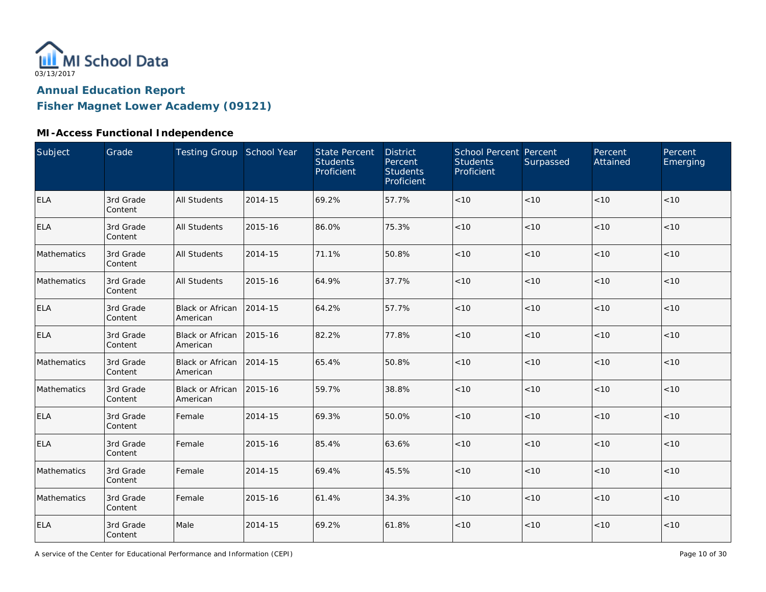03/13/2017

# Annual Education Report

## Fisher Magnet Lower Academy (09121)

### MI-Access Functional Independence

| Subject | Grade | Testing Group | School Year | State Percent Students Proficient | District Percent Students Proficient | School Percent Students Proficient | Percent Surpassed | Percent Attained | Percent Emerging |
|---|---|---|---|---|---|---|---|---|---|
| ELA | 3rd Grade Content | All Students | 2014-15 | 69.2% | 57.7% | <10 | <10 | <10 | <10 |
| ELA | 3rd Grade Content | All Students | 2015-16 | 86.0% | 75.3% | <10 | <10 | <10 | <10 |
| Mathematics | 3rd Grade Content | All Students | 2014-15 | 71.1% | 50.8% | <10 | <10 | <10 | <10 |
| Mathematics | 3rd Grade Content | All Students | 2015-16 | 64.9% | 37.7% | <10 | <10 | <10 | <10 |
| ELA | 3rd Grade Content | Black or African American | 2014-15 | 64.2% | 57.7% | <10 | <10 | <10 | <10 |
| ELA | 3rd Grade Content | Black or African American | 2015-16 | 82.2% | 77.8% | <10 | <10 | <10 | <10 |
| Mathematics | 3rd Grade Content | Black or African American | 2014-15 | 65.4% | 50.8% | <10 | <10 | <10 | <10 |
| Mathematics | 3rd Grade Content | Black or African American | 2015-16 | 59.7% | 38.8% | <10 | <10 | <10 | <10 |
| ELA | 3rd Grade Content | Female | 2014-15 | 69.3% | 50.0% | <10 | <10 | <10 | <10 |
| ELA | 3rd Grade Content | Female | 2015-16 | 85.4% | 63.6% | <10 | <10 | <10 | <10 |
| Mathematics | 3rd Grade Content | Female | 2014-15 | 69.4% | 45.5% | <10 | <10 | <10 | <10 |
| Mathematics | 3rd Grade Content | Female | 2015-16 | 61.4% | 34.3% | <10 | <10 | <10 | <10 |
| ELA | 3rd Grade Content | Male | 2014-15 | 69.2% | 61.8% | <10 | <10 | <10 | <10 |

A service of the Center for Educational Performance and Information (CEPI)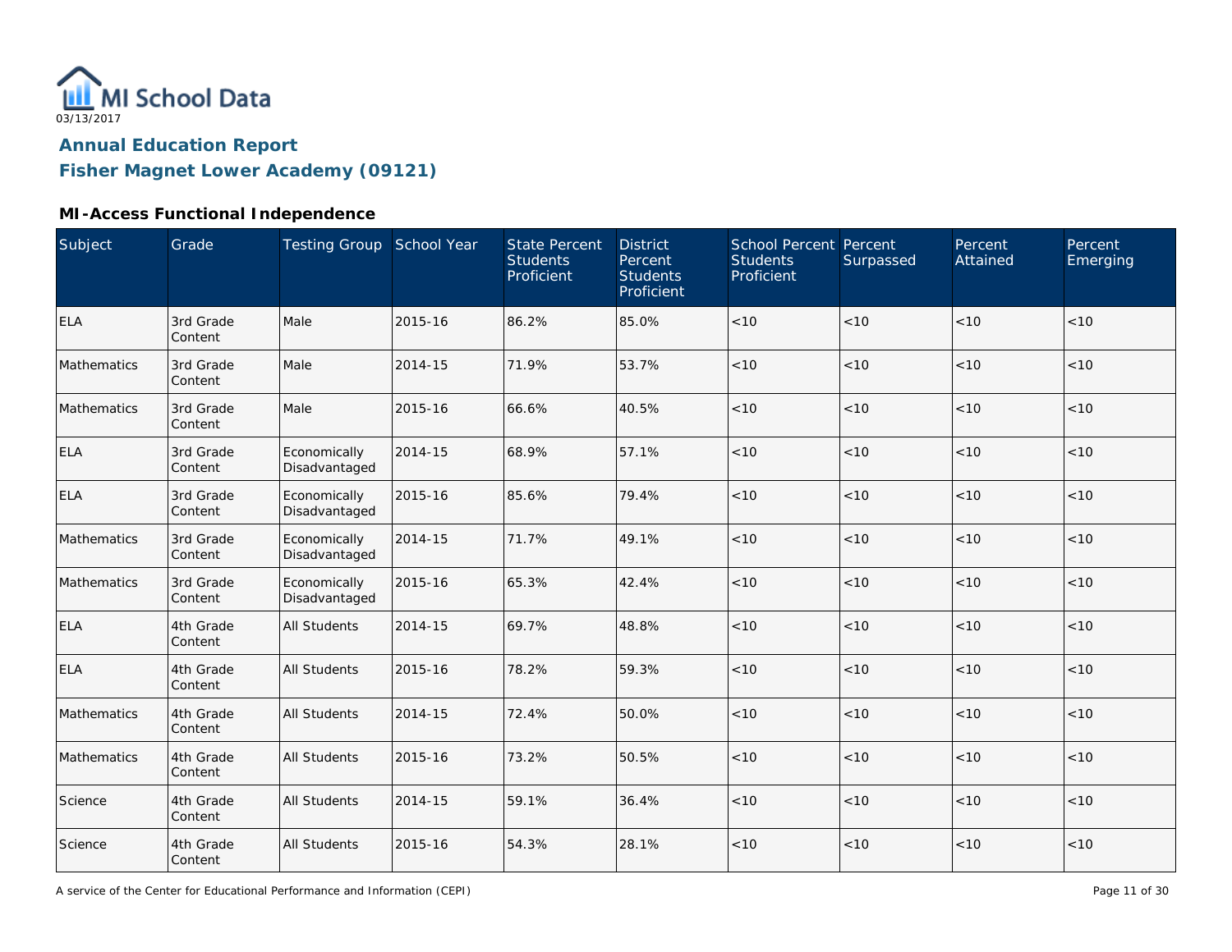03/13/2017

# Annual Education Report

## Fisher Magnet Lower Academy (09121)

### MI-Access Functional Independence

| Subject | Grade | Testing Group | School Year | State Percent Students Proficient | District Percent Students Proficient | School Percent Students Proficient | Percent Surpassed | Percent Attained | Percent Emerging |
|---|---|---|---|---|---|---|---|---|---|
| ELA | 3rd Grade Content | Male | 2015-16 | 86.2% | 85.0% | <10 | <10 | <10 | <10 |
| Mathematics | 3rd Grade Content | Male | 2014-15 | 71.9% | 53.7% | <10 | <10 | <10 | <10 |
| Mathematics | 3rd Grade Content | Male | 2015-16 | 66.6% | 40.5% | <10 | <10 | <10 | <10 |
| ELA | 3rd Grade Content | Economically Disadvantaged | 2014-15 | 68.9% | 57.1% | <10 | <10 | <10 | <10 |
| ELA | 3rd Grade Content | Economically Disadvantaged | 2015-16 | 85.6% | 79.4% | <10 | <10 | <10 | <10 |
| Mathematics | 3rd Grade Content | Economically Disadvantaged | 2014-15 | 71.7% | 49.1% | <10 | <10 | <10 | <10 |
| Mathematics | 3rd Grade Content | Economically Disadvantaged | 2015-16 | 65.3% | 42.4% | <10 | <10 | <10 | <10 |
| ELA | 4th Grade Content | All Students | 2014-15 | 69.7% | 48.8% | <10 | <10 | <10 | <10 |
| ELA | 4th Grade Content | All Students | 2015-16 | 78.2% | 59.3% | <10 | <10 | <10 | <10 |
| Mathematics | 4th Grade Content | All Students | 2014-15 | 72.4% | 50.0% | <10 | <10 | <10 | <10 |
| Mathematics | 4th Grade Content | All Students | 2015-16 | 73.2% | 50.5% | <10 | <10 | <10 | <10 |
| Science | 4th Grade Content | All Students | 2014-15 | 59.1% | 36.4% | <10 | <10 | <10 | <10 |
| Science | 4th Grade Content | All Students | 2015-16 | 54.3% | 28.1% | <10 | <10 | <10 | <10 |

A service of the Center for Educational Performance and Information (CEPI)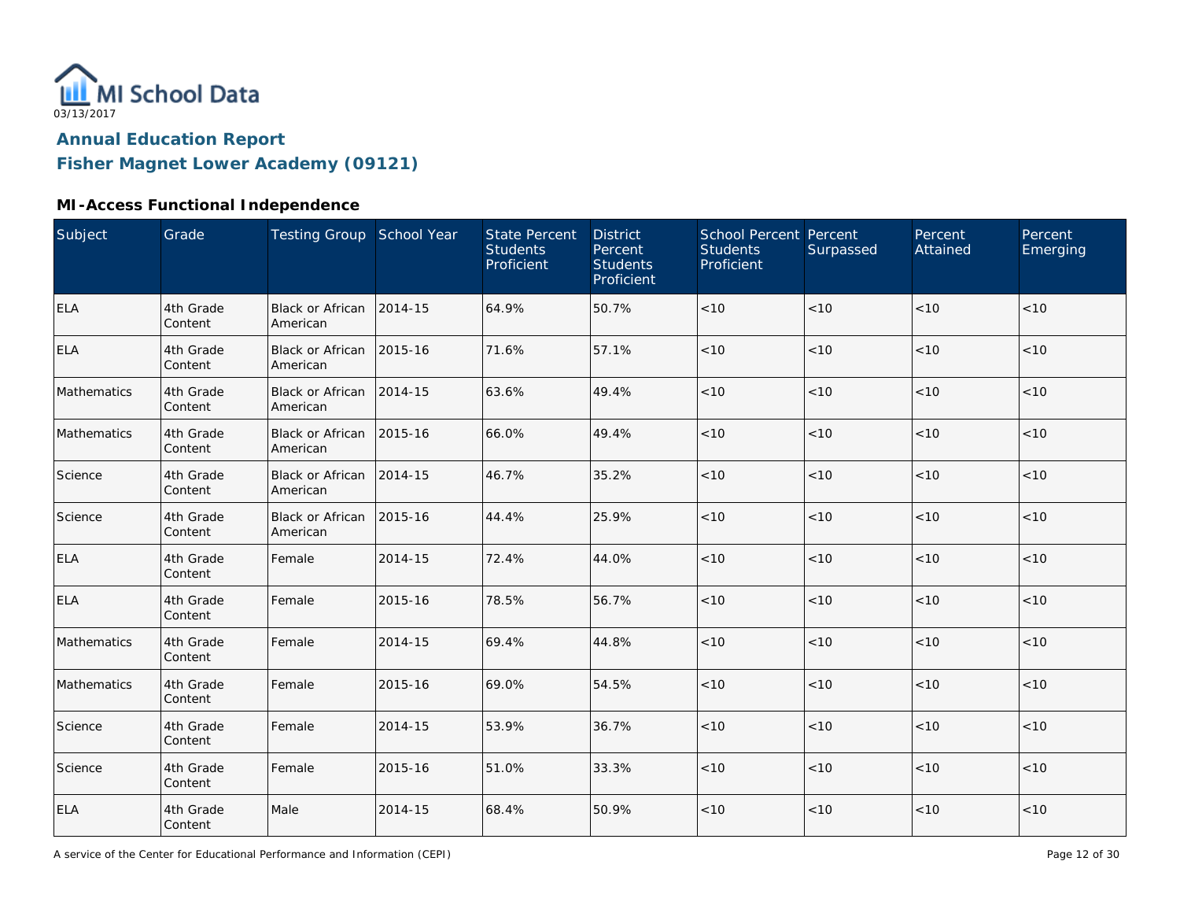03/13/2017

# Annual Education Report

## Fisher Magnet Lower Academy (09121)

### MI-Access Functional Independence

| Subject | Grade | Testing Group | School Year | State Percent Students Proficient | District Percent Students Proficient | School Percent Students Proficient | Percent Surpassed | Percent Attained | Percent Emerging |
|---|---|---|---|---|---|---|---|---|---|
| ELA | 4th Grade Content | Black or African American | 2014-15 | 64.9% | 50.7% | <10 | <10 | <10 | <10 |
| ELA | 4th Grade Content | Black or African American | 2015-16 | 71.6% | 57.1% | <10 | <10 | <10 | <10 |
| Mathematics | 4th Grade Content | Black or African American | 2014-15 | 63.6% | 49.4% | <10 | <10 | <10 | <10 |
| Mathematics | 4th Grade Content | Black or African American | 2015-16 | 66.0% | 49.4% | <10 | <10 | <10 | <10 |
| Science | 4th Grade Content | Black or African American | 2014-15 | 46.7% | 35.2% | <10 | <10 | <10 | <10 |
| Science | 4th Grade Content | Black or African American | 2015-16 | 44.4% | 25.9% | <10 | <10 | <10 | <10 |
| ELA | 4th Grade Content | Female | 2014-15 | 72.4% | 44.0% | <10 | <10 | <10 | <10 |
| ELA | 4th Grade Content | Female | 2015-16 | 78.5% | 56.7% | <10 | <10 | <10 | <10 |
| Mathematics | 4th Grade Content | Female | 2014-15 | 69.4% | 44.8% | <10 | <10 | <10 | <10 |
| Mathematics | 4th Grade Content | Female | 2015-16 | 69.0% | 54.5% | <10 | <10 | <10 | <10 |
| Science | 4th Grade Content | Female | 2014-15 | 53.9% | 36.7% | <10 | <10 | <10 | <10 |
| Science | 4th Grade Content | Female | 2015-16 | 51.0% | 33.3% | <10 | <10 | <10 | <10 |
| ELA | 4th Grade Content | Male | 2014-15 | 68.4% | 50.9% | <10 | <10 | <10 | <10 |

A service of the Center for Educational Performance and Information (CEPI)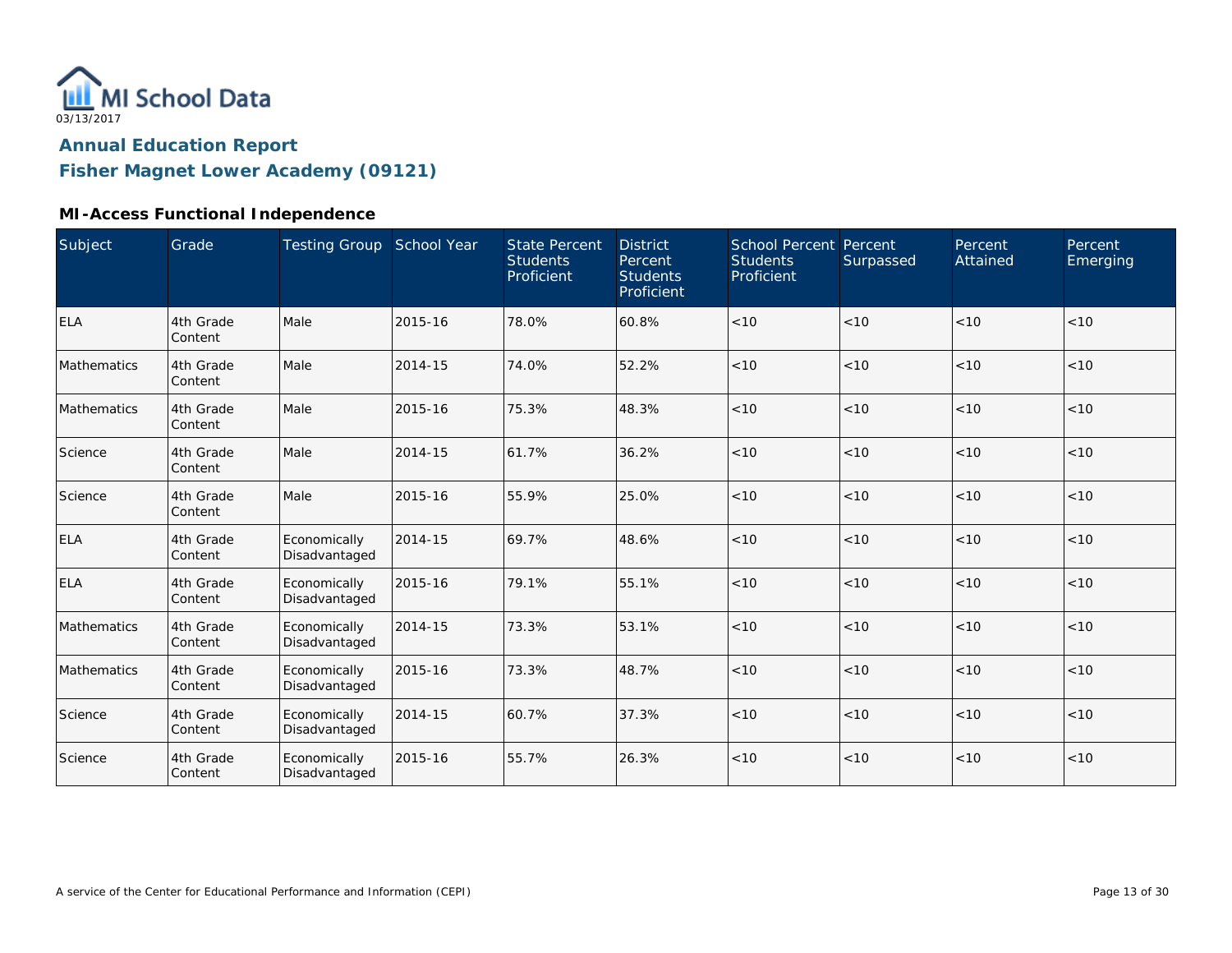MI School Data
03/13/2017

## Annual Education Report

## Fisher Magnet Lower Academy (09121)

### MI-Access Functional Independence

| Subject | Grade | Testing Group | School Year | State Percent Students Proficient | District Percent Students Proficient | School Percent Students Proficient | Percent Surpassed | Percent Attained | Percent Emerging |
|---|---|---|---|---|---|---|---|---|---|
| ELA | 4th Grade Content | Male | 2015-16 | 78.0% | 60.8% | <10 | <10 | <10 | <10 |
| Mathematics | 4th Grade Content | Male | 2014-15 | 74.0% | 52.2% | <10 | <10 | <10 | <10 |
| Mathematics | 4th Grade Content | Male | 2015-16 | 75.3% | 48.3% | <10 | <10 | <10 | <10 |
| Science | 4th Grade Content | Male | 2014-15 | 61.7% | 36.2% | <10 | <10 | <10 | <10 |
| Science | 4th Grade Content | Male | 2015-16 | 55.9% | 25.0% | <10 | <10 | <10 | <10 |
| ELA | 4th Grade Content | Economically Disadvantaged | 2014-15 | 69.7% | 48.6% | <10 | <10 | <10 | <10 |
| ELA | 4th Grade Content | Economically Disadvantaged | 2015-16 | 79.1% | 55.1% | <10 | <10 | <10 | <10 |
| Mathematics | 4th Grade Content | Economically Disadvantaged | 2014-15 | 73.3% | 53.1% | <10 | <10 | <10 | <10 |
| Mathematics | 4th Grade Content | Economically Disadvantaged | 2015-16 | 73.3% | 48.7% | <10 | <10 | <10 | <10 |
| Science | 4th Grade Content | Economically Disadvantaged | 2014-15 | 60.7% | 37.3% | <10 | <10 | <10 | <10 |
| Science | 4th Grade Content | Economically Disadvantaged | 2015-16 | 55.7% | 26.3% | <10 | <10 | <10 | <10 |

A service of the Center for Educational Performance and Information (CEPI)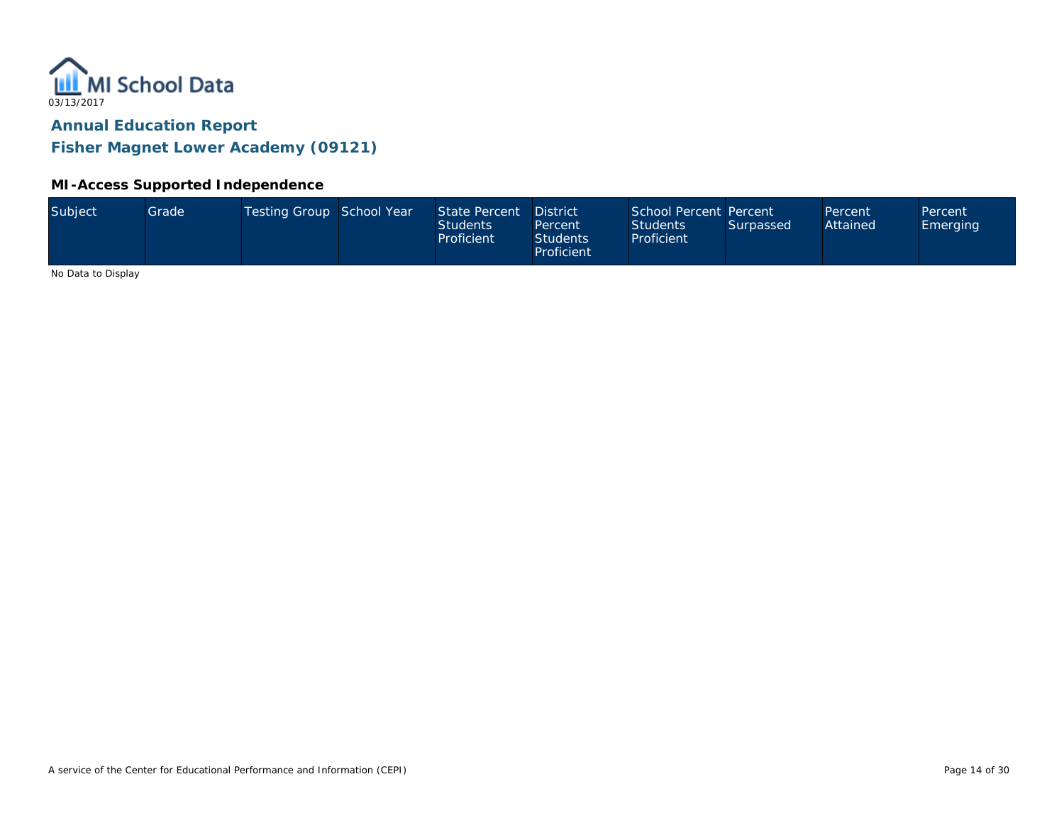MI School Data

03/13/2017

## Annual Education Report

## Fisher Magnet Lower Academy (09121)

### MI-Access Supported Independence

| Subject | Grade | Testing Group | School Year | State Percent Students Proficient | District Percent Students Proficient | School Percent Students Proficient | Percent Surpassed | Percent Attained | Percent Emerging |
|---|---|---|---|---|---|---|---|---|---|

No Data to Display

A service of the Center for Educational Performance and Information (CEPI)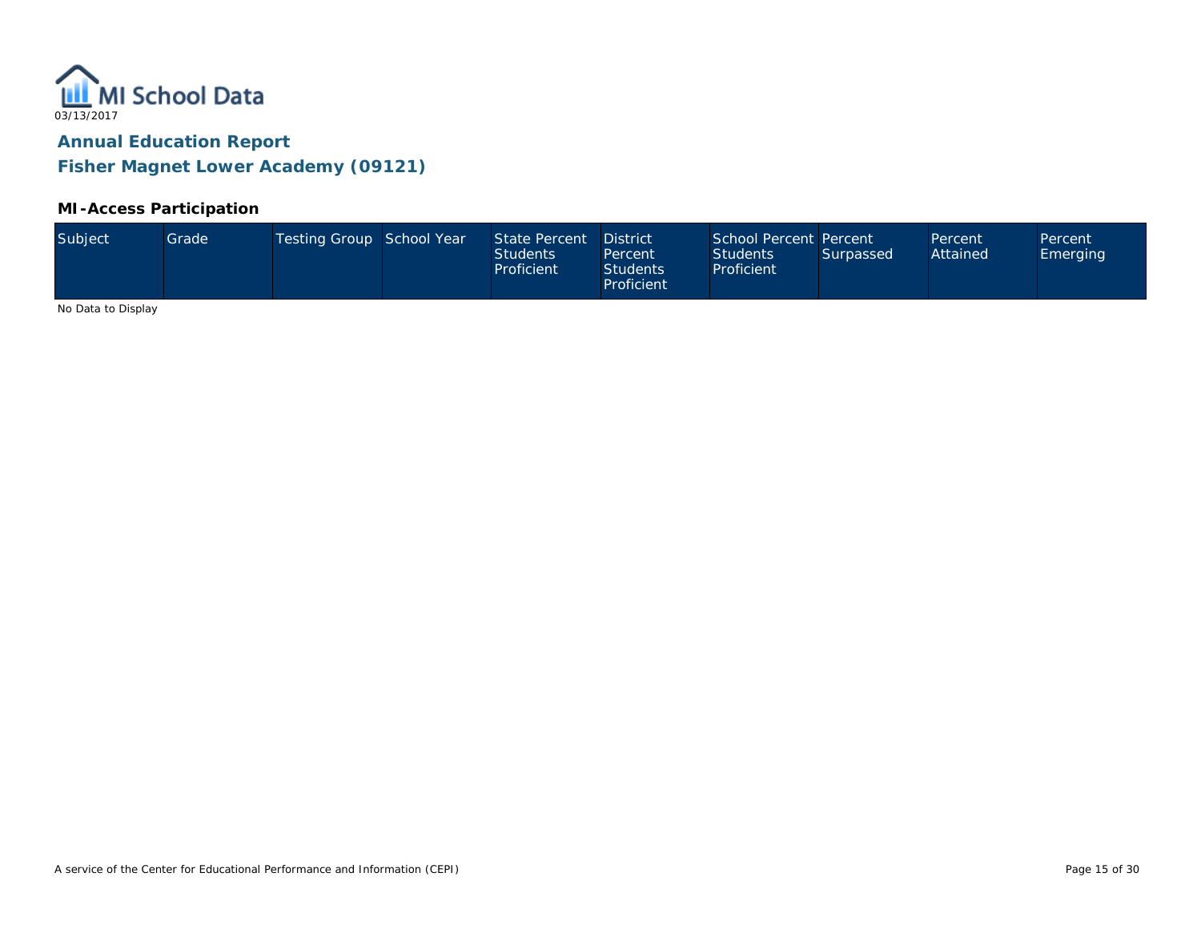# Annual Education Report

## Fisher Magnet Lower Academy (09121)

### MI-Access Participation

| Subject | Grade | Testing Group | School Year | State Percent Students Proficient | District Percent Students Proficient | School Percent Students Proficient | Percent Surpassed | Percent Attained | Percent Emerging |
|---|---|---|---|---|---|---|---|---|---|

No Data to Display

A service of the Center for Educational Performance and Information (CEPI)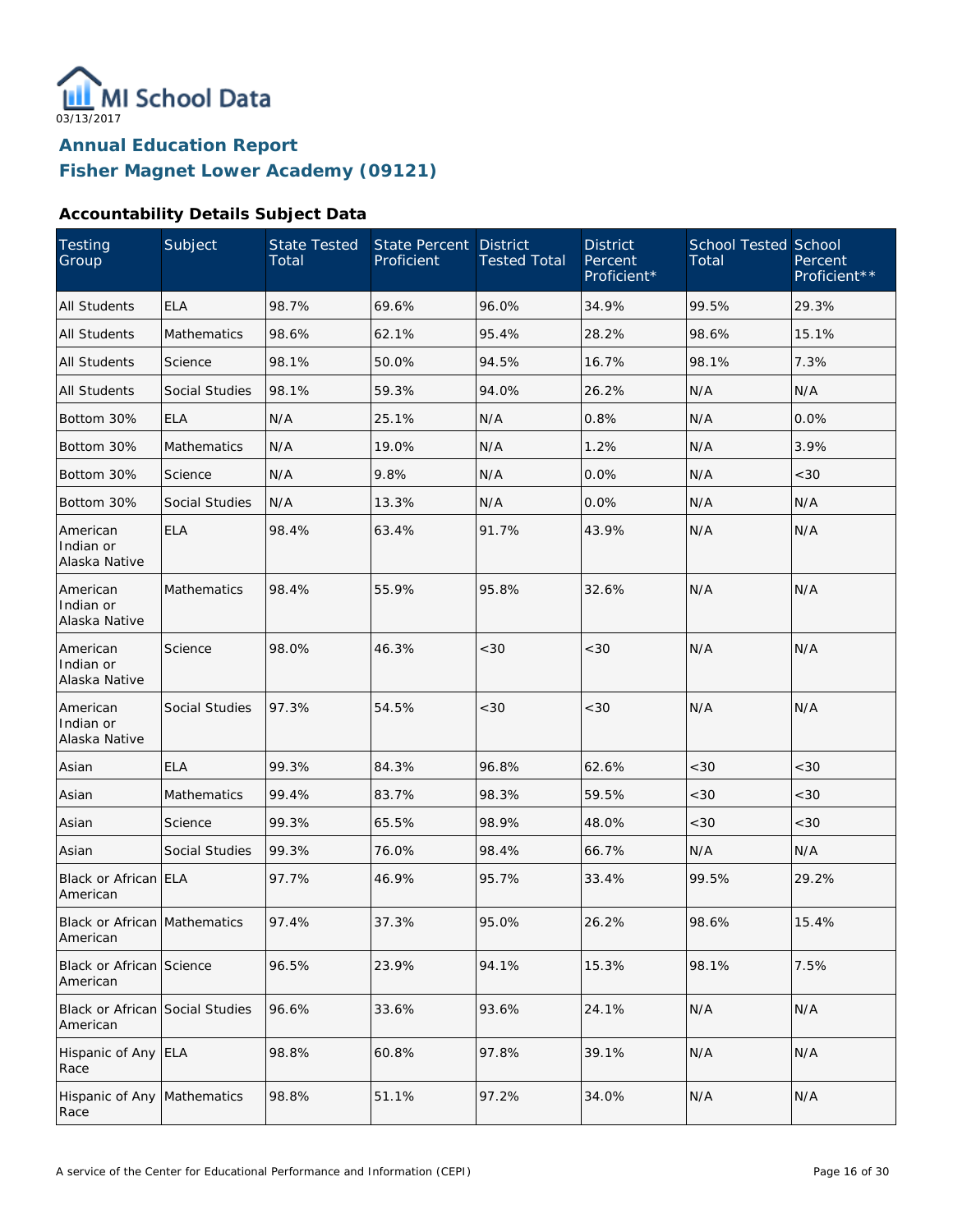MI School Data
03/13/2017

## Annual Education Report
## Fisher Magnet Lower Academy (09121)

### Accountability Details Subject Data

| Testing Group | Subject | State Tested Total | State Percent Proficient | District Tested Total | District Percent Proficient* | School Tested Total | School Percent Proficient** |
|---|---|---|---|---|---|---|---|
| All Students | ELA | 98.7% | 69.6% | 96.0% | 34.9% | 99.5% | 29.3% |
| All Students | Mathematics | 98.6% | 62.1% | 95.4% | 28.2% | 98.6% | 15.1% |
| All Students | Science | 98.1% | 50.0% | 94.5% | 16.7% | 98.1% | 7.3% |
| All Students | Social Studies | 98.1% | 59.3% | 94.0% | 26.2% | N/A | N/A |
| Bottom 30% | ELA | N/A | 25.1% | N/A | 0.8% | N/A | 0.0% |
| Bottom 30% | Mathematics | N/A | 19.0% | N/A | 1.2% | N/A | 3.9% |
| Bottom 30% | Science | N/A | 9.8% | N/A | 0.0% | N/A | <30 |
| Bottom 30% | Social Studies | N/A | 13.3% | N/A | 0.0% | N/A | N/A |
| American Indian or Alaska Native | ELA | 98.4% | 63.4% | 91.7% | 43.9% | N/A | N/A |
| American Indian or Alaska Native | Mathematics | 98.4% | 55.9% | 95.8% | 32.6% | N/A | N/A |
| American Indian or Alaska Native | Science | 98.0% | 46.3% | <30 | <30 | N/A | N/A |
| American Indian or Alaska Native | Social Studies | 97.3% | 54.5% | <30 | <30 | N/A | N/A |
| Asian | ELA | 99.3% | 84.3% | 96.8% | 62.6% | <30 | <30 |
| Asian | Mathematics | 99.4% | 83.7% | 98.3% | 59.5% | <30 | <30 |
| Asian | Science | 99.3% | 65.5% | 98.9% | 48.0% | <30 | <30 |
| Asian | Social Studies | 99.3% | 76.0% | 98.4% | 66.7% | N/A | N/A |
| Black or African American | ELA | 97.7% | 46.9% | 95.7% | 33.4% | 99.5% | 29.2% |
| Black or African American | Mathematics | 97.4% | 37.3% | 95.0% | 26.2% | 98.6% | 15.4% |
| Black or African American | Science | 96.5% | 23.9% | 94.1% | 15.3% | 98.1% | 7.5% |
| Black or African American | Social Studies | 96.6% | 33.6% | 93.6% | 24.1% | N/A | N/A |
| Hispanic of Any Race | ELA | 98.8% | 60.8% | 97.8% | 39.1% | N/A | N/A |
| Hispanic of Any Race | Mathematics | 98.8% | 51.1% | 97.2% | 34.0% | N/A | N/A |

A service of the Center for Educational Performance and Information (CEPI)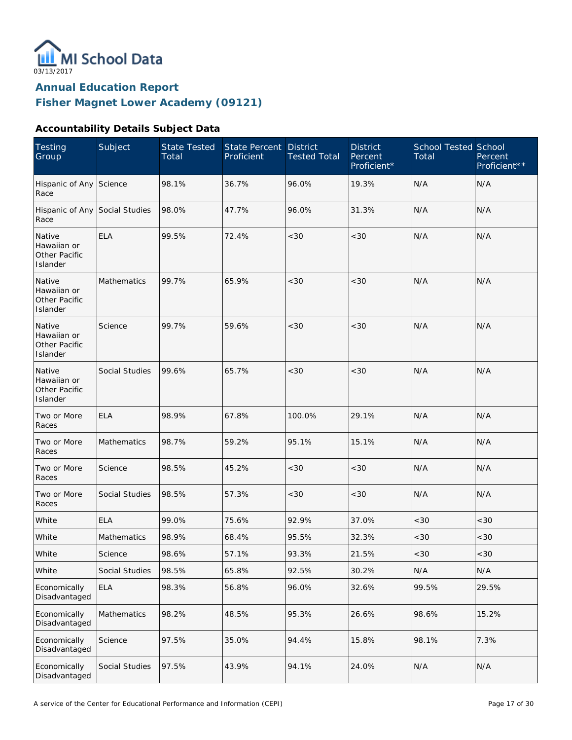MI School Data

03/13/2017

## Annual Education Report

## Fisher Magnet Lower Academy (09121)

### Accountability Details Subject Data

| Testing Group | Subject | State Tested Total | State Percent Proficient | District Tested Total | District Percent Proficient* | School Tested Total | School Percent Proficient** |
|---|---|---|---|---|---|---|---|
| Hispanic of Any Race | Science | 98.1% | 36.7% | 96.0% | 19.3% | N/A | N/A |
| Hispanic of Any Race | Social Studies | 98.0% | 47.7% | 96.0% | 31.3% | N/A | N/A |
| Native Hawaiian or Other Pacific Islander | ELA | 99.5% | 72.4% | <30 | <30 | N/A | N/A |
| Native Hawaiian or Other Pacific Islander | Mathematics | 99.7% | 65.9% | <30 | <30 | N/A | N/A |
| Native Hawaiian or Other Pacific Islander | Science | 99.7% | 59.6% | <30 | <30 | N/A | N/A |
| Native Hawaiian or Other Pacific Islander | Social Studies | 99.6% | 65.7% | <30 | <30 | N/A | N/A |
| Two or More Races | ELA | 98.9% | 67.8% | 100.0% | 29.1% | N/A | N/A |
| Two or More Races | Mathematics | 98.7% | 59.2% | 95.1% | 15.1% | N/A | N/A |
| Two or More Races | Science | 98.5% | 45.2% | <30 | <30 | N/A | N/A |
| Two or More Races | Social Studies | 98.5% | 57.3% | <30 | <30 | N/A | N/A |
| White | ELA | 99.0% | 75.6% | 92.9% | 37.0% | <30 | <30 |
| White | Mathematics | 98.9% | 68.4% | 95.5% | 32.3% | <30 | <30 |
| White | Science | 98.6% | 57.1% | 93.3% | 21.5% | <30 | <30 |
| White | Social Studies | 98.5% | 65.8% | 92.5% | 30.2% | N/A | N/A |
| Economically Disadvantaged | ELA | 98.3% | 56.8% | 96.0% | 32.6% | 99.5% | 29.5% |
| Economically Disadvantaged | Mathematics | 98.2% | 48.5% | 95.3% | 26.6% | 98.6% | 15.2% |
| Economically Disadvantaged | Science | 97.5% | 35.0% | 94.4% | 15.8% | 98.1% | 7.3% |
| Economically Disadvantaged | Social Studies | 97.5% | 43.9% | 94.1% | 24.0% | N/A | N/A |

A service of the Center for Educational Performance and Information (CEPI)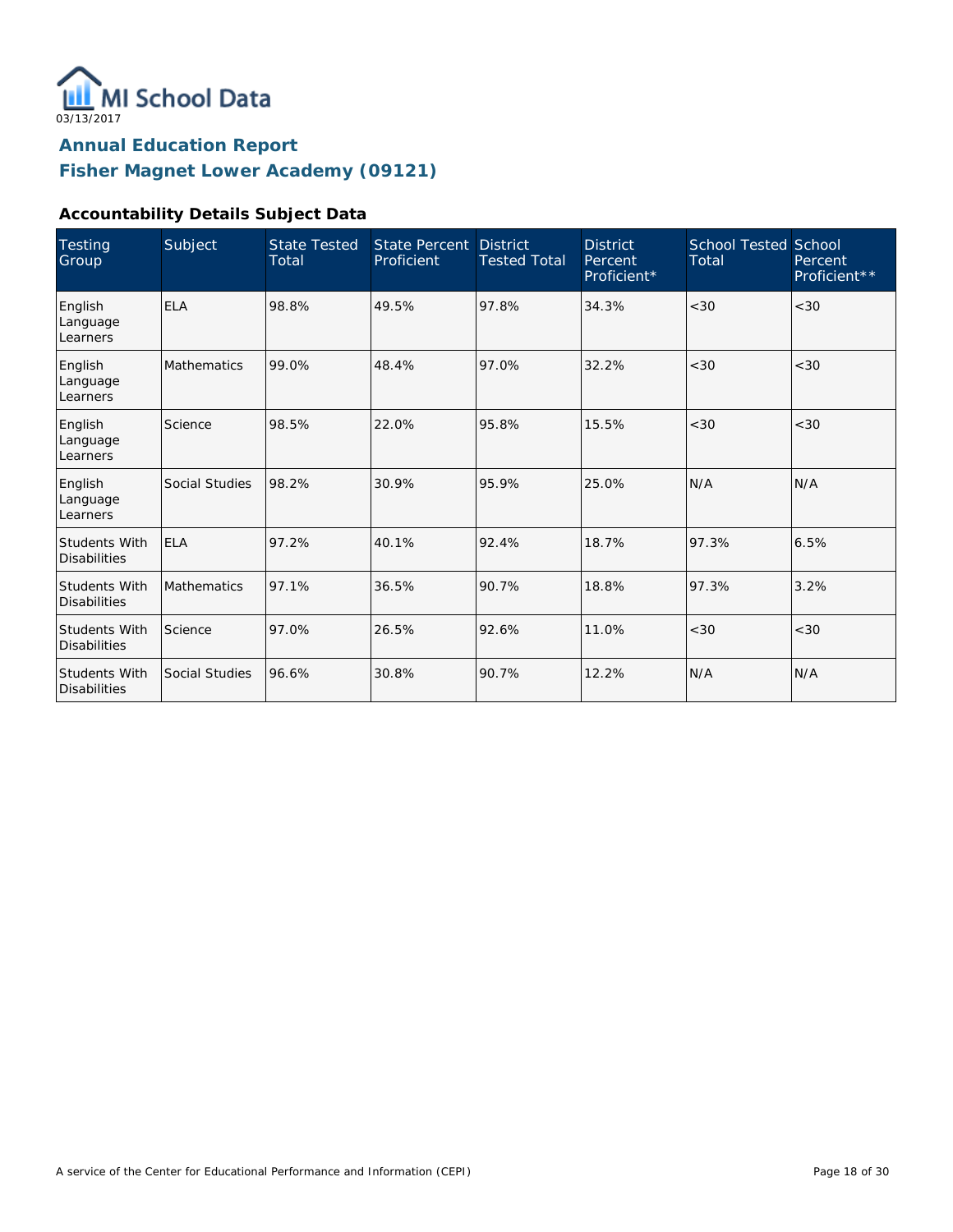03/13/2017

## Annual Education Report
## Fisher Magnet Lower Academy (09121)

### Accountability Details Subject Data

| Testing Group | Subject | State Tested Total | State Percent Proficient | District Tested Total | District Percent Proficient* | School Tested Total | School Percent Proficient** |
|---|---|---|---|---|---|---|---|
| English Language Learners | ELA | 98.8% | 49.5% | 97.8% | 34.3% | <30 | <30 |
| English Language Learners | Mathematics | 99.0% | 48.4% | 97.0% | 32.2% | <30 | <30 |
| English Language Learners | Science | 98.5% | 22.0% | 95.8% | 15.5% | <30 | <30 |
| English Language Learners | Social Studies | 98.2% | 30.9% | 95.9% | 25.0% | N/A | N/A |
| Students With Disabilities | ELA | 97.2% | 40.1% | 92.4% | 18.7% | 97.3% | 6.5% |
| Students With Disabilities | Mathematics | 97.1% | 36.5% | 90.7% | 18.8% | 97.3% | 3.2% |
| Students With Disabilities | Science | 97.0% | 26.5% | 92.6% | 11.0% | <30 | <30 |
| Students With Disabilities | Social Studies | 96.6% | 30.8% | 90.7% | 12.2% | N/A | N/A |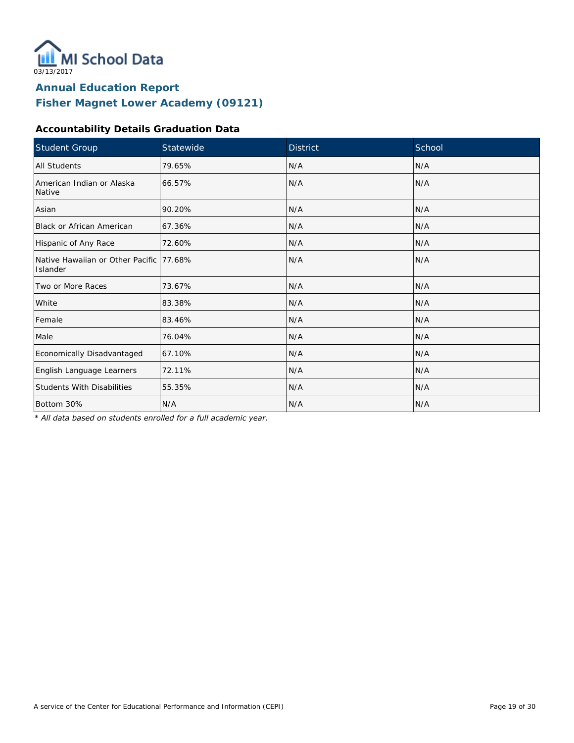MI School Data

03/13/2017

# Annual Education Report
## Fisher Magnet Lower Academy (09121)

### Accountability Details Graduation Data

| Student Group | Statewide | District | School |
|---|---|---|---|
| All Students | 79.65% | N/A | N/A |
| American Indian or Alaska Native | 66.57% | N/A | N/A |
| Asian | 90.20% | N/A | N/A |
| Black or African American | 67.36% | N/A | N/A |
| Hispanic of Any Race | 72.60% | N/A | N/A |
| Native Hawaiian or Other Pacific Islander | 77.68% | N/A | N/A |
| Two or More Races | 73.67% | N/A | N/A |
| White | 83.38% | N/A | N/A |
| Female | 83.46% | N/A | N/A |
| Male | 76.04% | N/A | N/A |
| Economically Disadvantaged | 67.10% | N/A | N/A |
| English Language Learners | 72.11% | N/A | N/A |
| Students With Disabilities | 55.35% | N/A | N/A |
| Bottom 30% | N/A | N/A | N/A |

*\* All data based on students enrolled for a full academic year.*

A service of the Center for Educational Performance and Information (CEPI)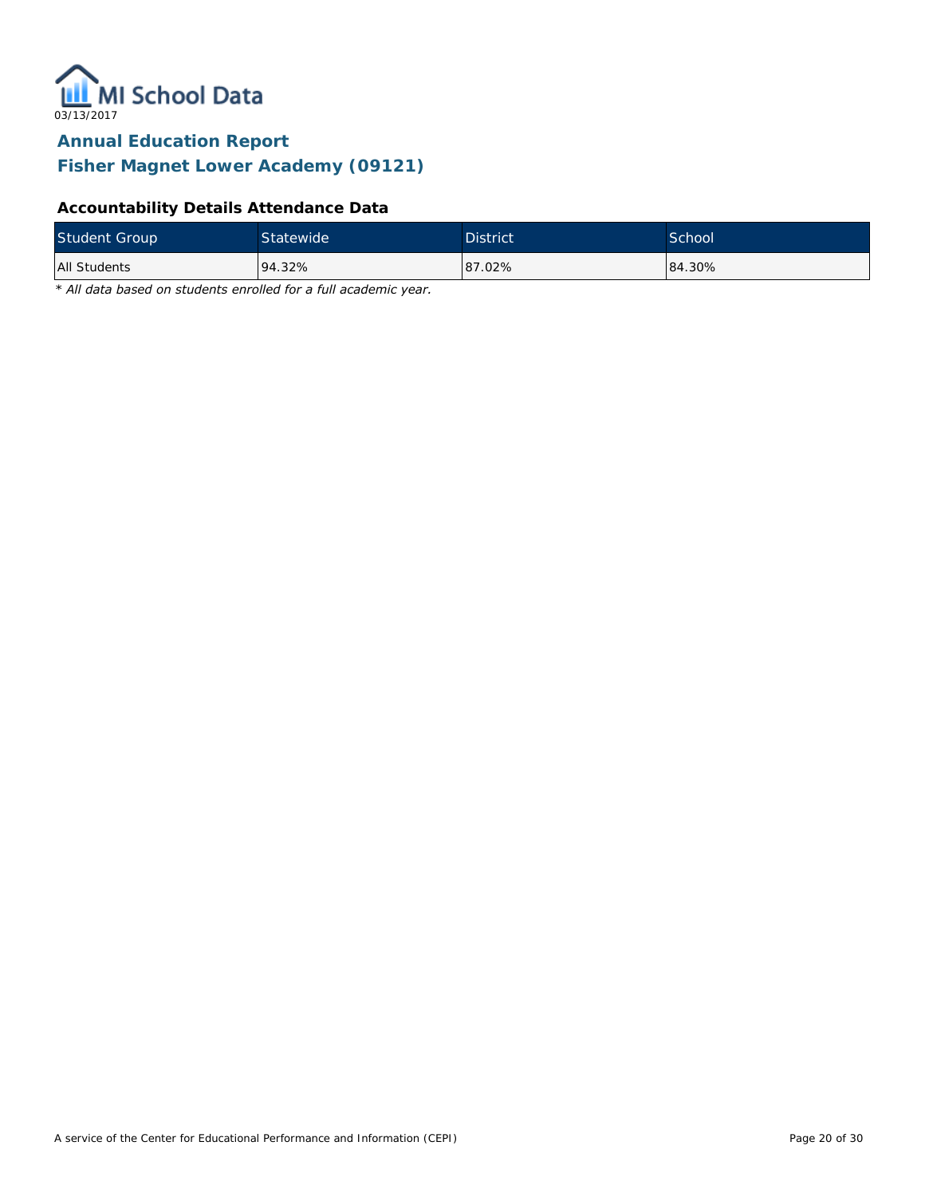MI School Data

03/13/2017

# Annual Education Report

## Fisher Magnet Lower Academy (09121)

### Accountability Details Attendance Data

| Student Group | Statewide | District | School |
|---|---|---|---|
| All Students | 94.32% | 87.02% | 84.30% |

*\* All data based on students enrolled for a full academic year.*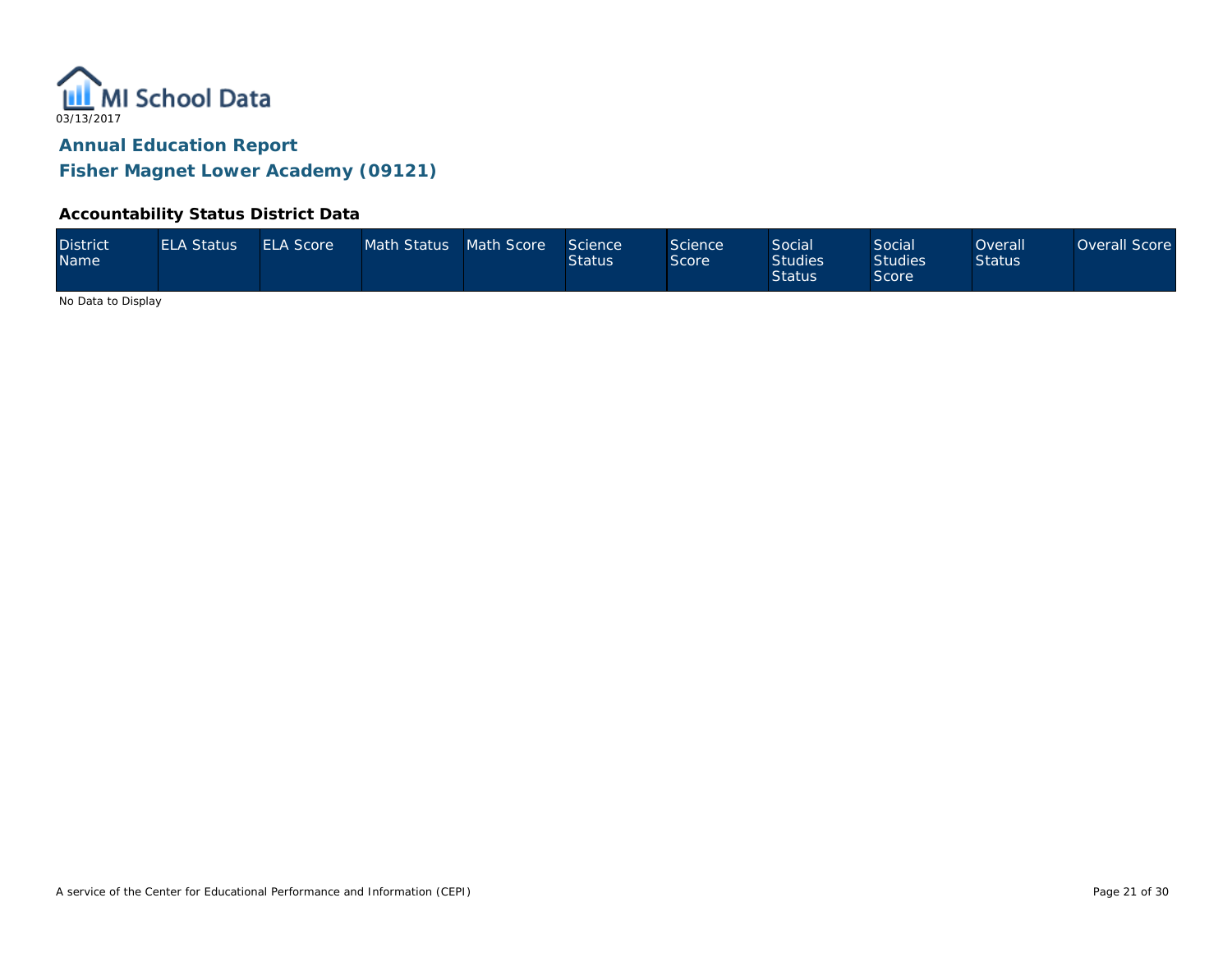MI School Data
03/13/2017

## Annual Education Report

## Fisher Magnet Lower Academy (09121)

### Accountability Status District Data

| District Name | ELA Status | ELA Score | Math Status | Math Score | Science Status | Science Score | Social Studies Status | Social Studies Score | Overall Status | Overall Score |
|---|---|---|---|---|---|---|---|---|---|---|

No Data to Display

A service of the Center for Educational Performance and Information (CEPI)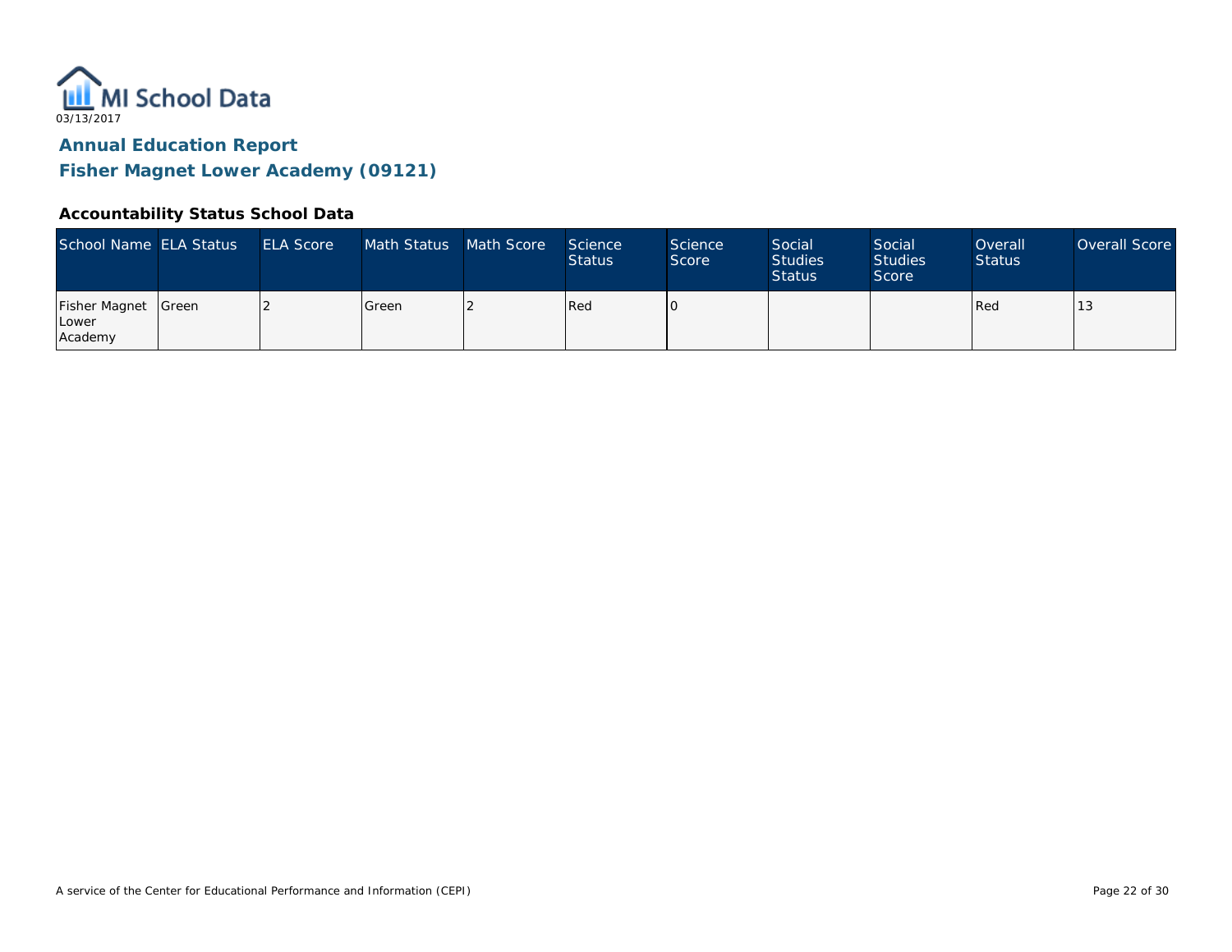MI School Data

03/13/2017

## Annual Education Report

## Fisher Magnet Lower Academy (09121)

### Accountability Status School Data

| School Name | ELA Status | ELA Score | Math Status | Math Score | Science Status | Science Score | Social Studies Status | Social Studies Score | Overall Status | Overall Score |
|---|---|---|---|---|---|---|---|---|---|---|
| Fisher Magnet Lower Academy | Green | 2 | Green | 2 | Red | 0 | | | Red | 13 |

A service of the Center for Educational Performance and Information (CEPI)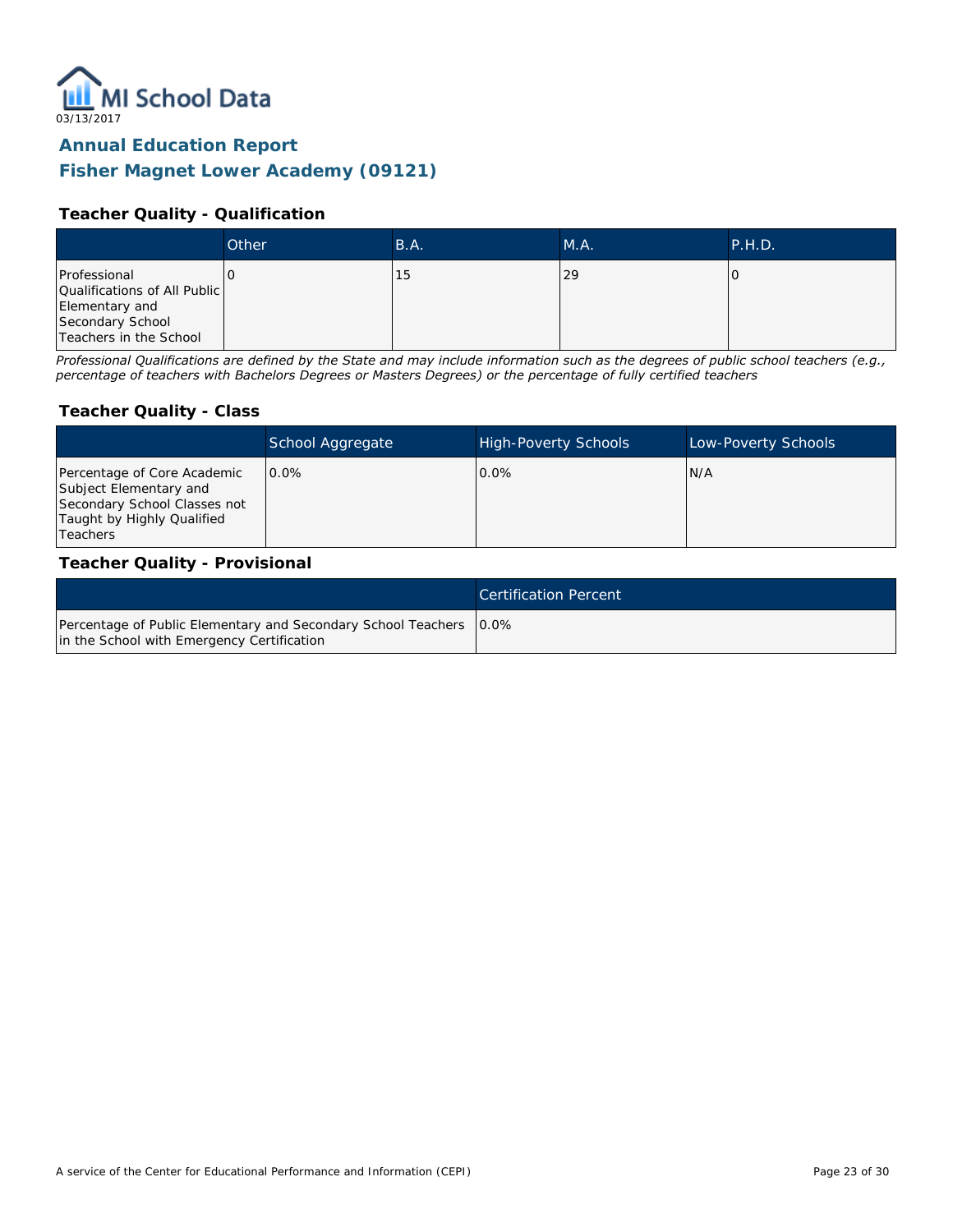MI School Data

03/13/2017

## Annual Education Report
## Fisher Magnet Lower Academy (09121)

### Teacher Quality - Qualification

| | Other | B.A. | M.A. | P.H.D. |
|---|---|---|---|---|
| Professional Qualifications of All Public Elementary and Secondary School Teachers in the School | 0 | 15 | 29 | 0 |

*Professional Qualifications are defined by the State and may include information such as the degrees of public school teachers (e.g., percentage of teachers with Bachelors Degrees or Masters Degrees) or the percentage of fully certified teachers*

### Teacher Quality - Class

| | School Aggregate | High-Poverty Schools | Low-Poverty Schools |
|---|---|---|---|
| Percentage of Core Academic Subject Elementary and Secondary School Classes not Taught by Highly Qualified Teachers | 0.0% | 0.0% | N/A |

### Teacher Quality - Provisional

| | Certification Percent |
|---|---|
| Percentage of Public Elementary and Secondary School Teachers in the School with Emergency Certification | 0.0% |

A service of the Center for Educational Performance and Information (CEPI)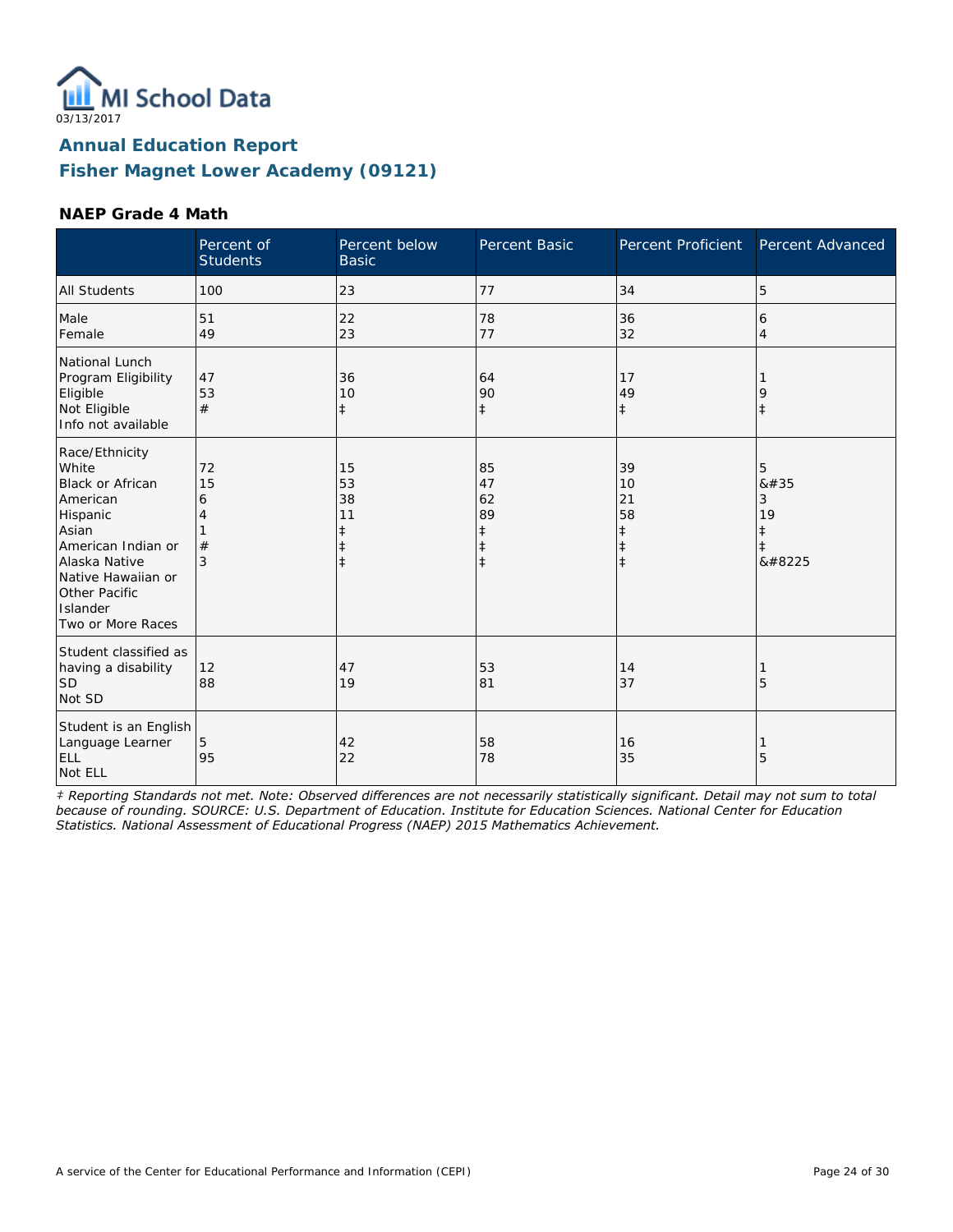03/13/2017

# Annual Education Report

## Fisher Magnet Lower Academy (09121)

### NAEP Grade 4 Math

| | Percent of Students | Percent below Basic | Percent Basic | Percent Proficient | Percent Advanced |
|---|---|---|---|---|---|
| All Students | 100 | 23 | 77 | 34 | 5 |
| Male<br>Female | 51<br>49 | 22<br>23 | 78<br>77 | 36<br>32 | 6<br>4 |
| National Lunch Program Eligibility<br>Eligible<br>Not Eligible<br>Info not available | 47<br>53<br># | 36<br>10<br>‡ | 64<br>90<br>‡ | 17<br>49<br>‡ | 1<br>9<br>‡ |
| Race/Ethnicity<br>White<br>Black or African American<br>Hispanic<br>Asian<br>American Indian or Alaska Native<br>Native Hawaiian or Other Pacific Islander<br>Two or More Races | 72<br>15<br>6<br>4<br>1<br>#<br>3 | 15<br>53<br>38<br>11<br>‡<br>‡<br>‡ | 85<br>47<br>62<br>89<br>‡<br>‡<br>‡ | 39<br>10<br>21<br>58<br>‡<br>‡<br>‡ | 5<br>&#35<br>3<br>19<br>‡<br>‡<br>&#8225 |
| Student classified as having a disability<br>SD<br>Not SD | 12<br>88 | 47<br>19 | 53<br>81 | 14<br>37 | 1<br>5 |
| Student is an English Language Learner<br>ELL<br>Not ELL | 5<br>95 | 42<br>22 | 58<br>78 | 16<br>35 | 1<br>5 |

*‡ Reporting Standards not met. Note: Observed differences are not necessarily statistically significant. Detail may not sum to total because of rounding. SOURCE: U.S. Department of Education. Institute for Education Sciences. National Center for Education Statistics. National Assessment of Educational Progress (NAEP) 2015 Mathematics Achievement.*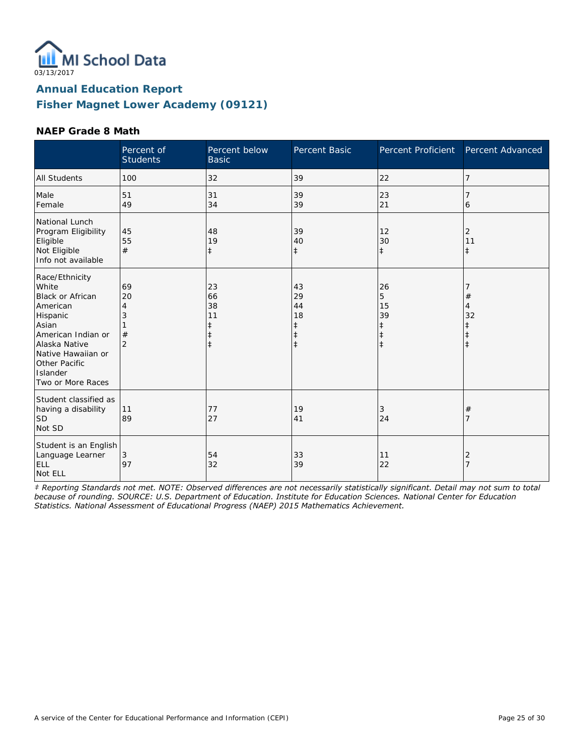MI School Data

03/13/2017

## Annual Education Report

## Fisher Magnet Lower Academy (09121)

### NAEP Grade 8 Math

| | Percent of Students | Percent below Basic | Percent Basic | Percent Proficient | Percent Advanced |
|---|---|---|---|---|---|
| All Students | 100 | 32 | 39 | 22 | 7 |
| Male | 51 | 31 | 39 | 23 | 7 |
| Female | 49 | 34 | 39 | 21 | 6 |
| National Lunch Program Eligibility | | | | | |
| Eligible | 45 | 48 | 39 | 12 | 2 |
| Not Eligible | 55 | 19 | 40 | 30 | 11 |
| Info not available | # | ‡ | ‡ | ‡ | ‡ |
| Race/Ethnicity | | | | | |
| White | 69 | 23 | 43 | 26 | 7 |
| Black or African American | 20 | 66 | 29 | 5 | # |
| Hispanic | 4 | 38 | 44 | 15 | 4 |
| Asian | 3 | 11 | 18 | 39 | 32 |
| American Indian or Alaska Native | 1 | ‡ | ‡ | ‡ | ‡ |
| Native Hawaiian or Other Pacific Islander | # | ‡ | ‡ | ‡ | ‡ |
| Two or More Races | 2 | ‡ | ‡ | ‡ | ‡ |
| Student classified as having a disability | | | | | |
| SD | 11 | 77 | 19 | 3 | # |
| Not SD | 89 | 27 | 41 | 24 | 7 |
| Student is an English Language Learner | | | | | |
| ELL | 3 | 54 | 33 | 11 | 2 |
| Not ELL | 97 | 32 | 39 | 22 | 7 |

*‡ Reporting Standards not met. NOTE: Observed differences are not necessarily statistically significant. Detail may not sum to total because of rounding. SOURCE: U.S. Department of Education. Institute for Education Sciences. National Center for Education Statistics. National Assessment of Educational Progress (NAEP) 2015 Mathematics Achievement.*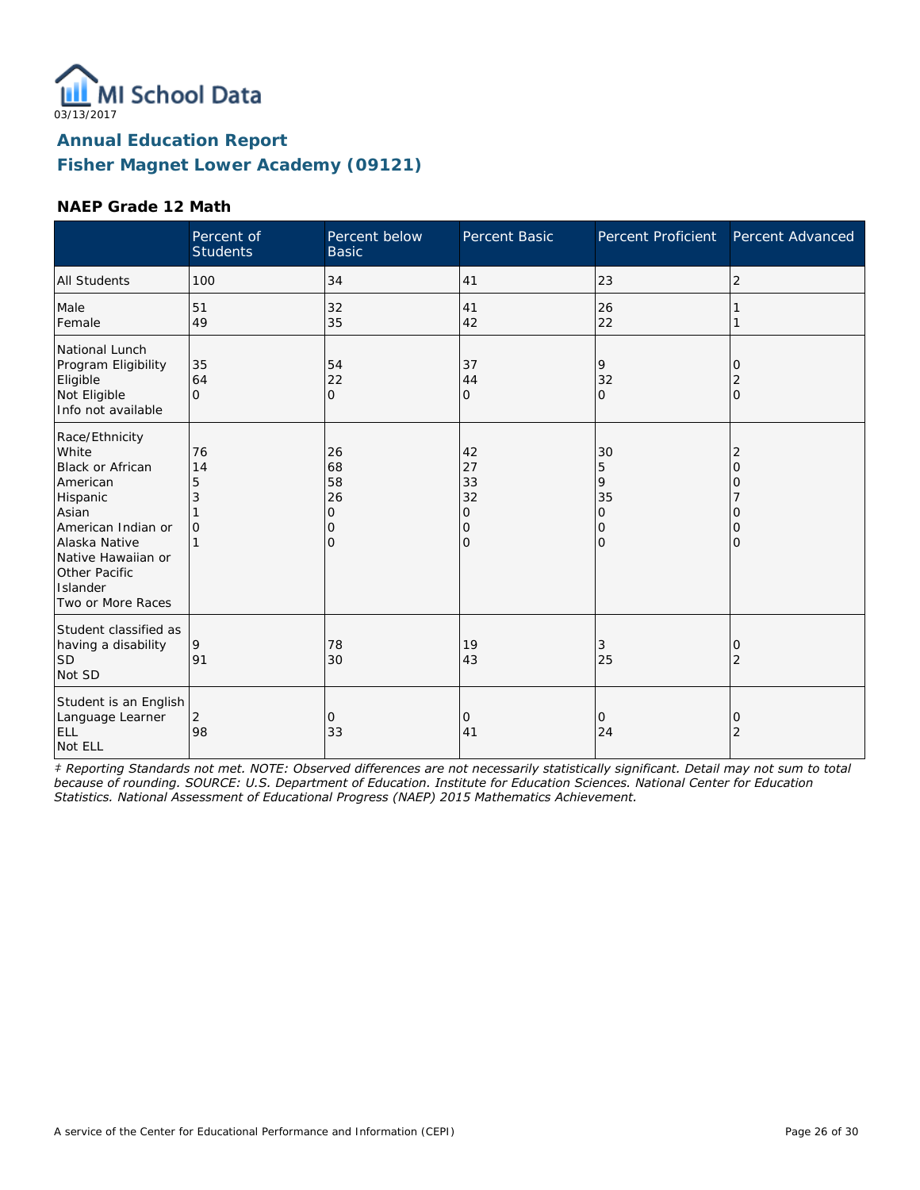MI School Data

03/13/2017

## Annual Education Report
## Fisher Magnet Lower Academy (09121)

### NAEP Grade 12 Math

| | Percent of Students | Percent below Basic | Percent Basic | Percent Proficient | Percent Advanced |
|---|---|---|---|---|---|
| All Students | 100 | 34 | 41 | 23 | 2 |
| Male | 51 | 32 | 41 | 26 | 1 |
| Female | 49 | 35 | 42 | 22 | 1 |
| National Lunch Program Eligibility | | | | | |
| Eligible | 35 | 54 | 37 | 9 | 0 |
| Not Eligible | 64 | 22 | 44 | 32 | 2 |
| Info not available | 0 | 0 | 0 | 0 | 0 |
| Race/Ethnicity | | | | | |
| White | 76 | 26 | 42 | 30 | 2 |
| Black or African American | 14 | 68 | 27 | 5 | 0 |
| Hispanic | 5 | 58 | 33 | 9 | 0 |
| Asian | 3 | 26 | 32 | 35 | 7 |
| American Indian or Alaska Native | 1 | 0 | 0 | 0 | 0 |
| Native Hawaiian or Other Pacific Islander | 0 | 0 | 0 | 0 | 0 |
| Two or More Races | 1 | 0 | 0 | 0 | 0 |
| Student classified as having a disability | | | | | |
| SD | 9 | 78 | 19 | 3 | 0 |
| Not SD | 91 | 30 | 43 | 25 | 2 |
| Student is an English Language Learner | | | | | |
| ELL | 2 | 0 | 0 | 0 | 0 |
| Not ELL | 98 | 33 | 41 | 24 | 2 |

*‡ Reporting Standards not met. NOTE: Observed differences are not necessarily statistically significant. Detail may not sum to total because of rounding. SOURCE: U.S. Department of Education. Institute for Education Sciences. National Center for Education Statistics. National Assessment of Educational Progress (NAEP) 2015 Mathematics Achievement.*

A service of the Center for Educational Performance and Information (CEPI)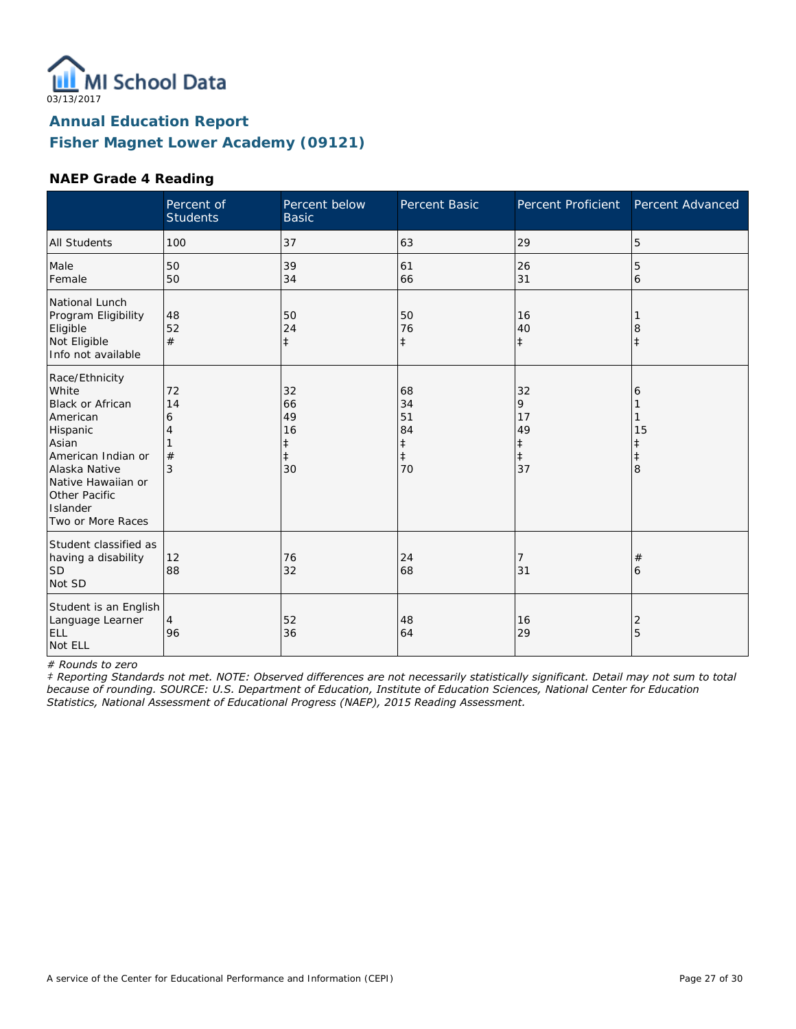03/13/2017

## Annual Education Report

## Fisher Magnet Lower Academy (09121)

### NAEP Grade 4 Reading

| | Percent of Students | Percent below Basic | Percent Basic | Percent Proficient | Percent Advanced |
|---|---|---|---|---|---|
| All Students | 100 | 37 | 63 | 29 | 5 |
| Male | 50 | 39 | 61 | 26 | 5 |
| Female | 50 | 34 | 66 | 31 | 6 |
| National Lunch Program Eligibility | | | | | |
| Eligible | 48 | 50 | 50 | 16 | 1 |
| Not Eligible | 52 | 24 | 76 | 40 | 8 |
| Info not available | # | ‡ | ‡ | ‡ | ‡ |
| Race/Ethnicity | | | | | |
| White | 72 | 32 | 68 | 32 | 6 |
| Black or African American | 14 | 66 | 34 | 9 | 1 |
| Hispanic | 6 | 49 | 51 | 17 | 1 |
| Asian | 4 | 16 | 84 | 49 | 15 |
| American Indian or Alaska Native | 1 | ‡ | ‡ | ‡ | ‡ |
| Native Hawaiian or Other Pacific Islander | # | ‡ | ‡ | ‡ | ‡ |
| Two or More Races | 3 | 30 | 70 | 37 | 8 |
| Student classified as having a disability | | | | | |
| SD | 12 | 76 | 24 | 7 | # |
| Not SD | 88 | 32 | 68 | 31 | 6 |
| Student is an English Language Learner | | | | | |
| ELL | 4 | 52 | 48 | 16 | 2 |
| Not ELL | 96 | 36 | 64 | 29 | 5 |

*# Rounds to zero*

*‡ Reporting Standards not met. NOTE: Observed differences are not necessarily statistically significant. Detail may not sum to total because of rounding. SOURCE: U.S. Department of Education, Institute of Education Sciences, National Center for Education Statistics, National Assessment of Educational Progress (NAEP), 2015 Reading Assessment.*

A service of the Center for Educational Performance and Information (CEPI)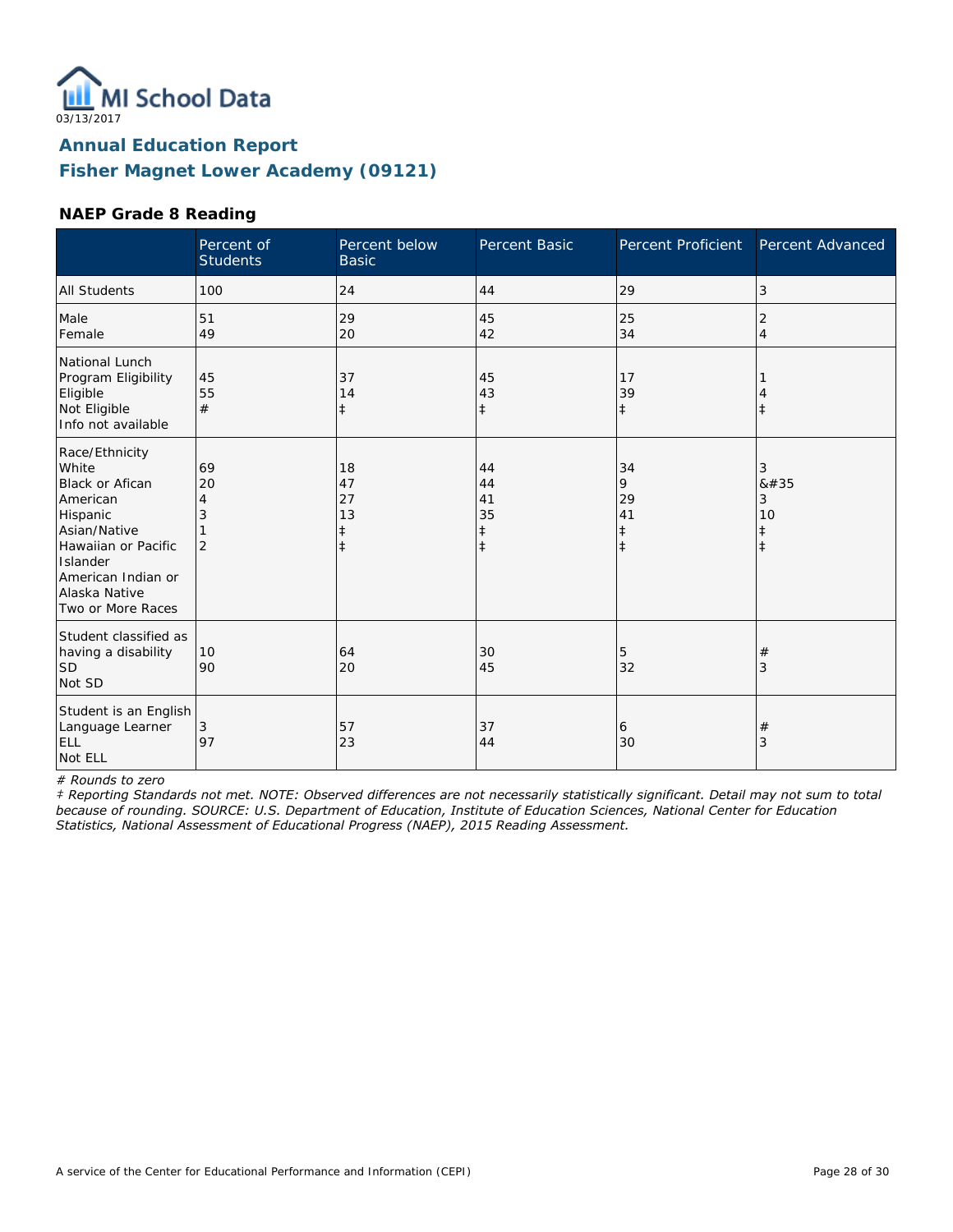03/13/2017

# Annual Education Report

## Fisher Magnet Lower Academy (09121)

### NAEP Grade 8 Reading

| | Percent of Students | Percent below Basic | Percent Basic | Percent Proficient | Percent Advanced |
|---|---|---|---|---|---|
| All Students | 100 | 24 | 44 | 29 | 3 |
| Male | 51 | 29 | 45 | 25 | 2 |
| Female | 49 | 20 | 42 | 34 | 4 |
| National Lunch Program Eligibility | | | | | |
| Eligible | 45 | 37 | 45 | 17 | 1 |
| Not Eligible | 55 | 14 | 43 | 39 | 4 |
| Info not available | # | ‡ | ‡ | ‡ | ‡ |
| Race/Ethnicity | | | | | |
| White | 69 | 18 | 44 | 34 | 3 |
| Black or Afican American | 20 | 47 | 44 | 9 | &#35 |
| Hispanic | 4 | 27 | 41 | 29 | 3 |
| Asian/Native Hawaiian or Pacific Islander | 3 | 13 | 35 | 41 | 10 |
| American Indian or Alaska Native | 1 | ‡ | ‡ | ‡ | ‡ |
| Two or More Races | 2 | ‡ | ‡ | ‡ | ‡ |
| Student classified as having a disability | | | | | |
| SD | 10 | 64 | 30 | 5 | # |
| Not SD | 90 | 20 | 45 | 32 | 3 |
| Student is an English Language Learner | | | | | |
| ELL | 3 | 57 | 37 | 6 | # |
| Not ELL | 97 | 23 | 44 | 30 | 3 |

*# Rounds to zero*

*‡ Reporting Standards not met. NOTE: Observed differences are not necessarily statistically significant. Detail may not sum to total because of rounding. SOURCE: U.S. Department of Education, Institute of Education Sciences, National Center for Education Statistics, National Assessment of Educational Progress (NAEP), 2015 Reading Assessment.*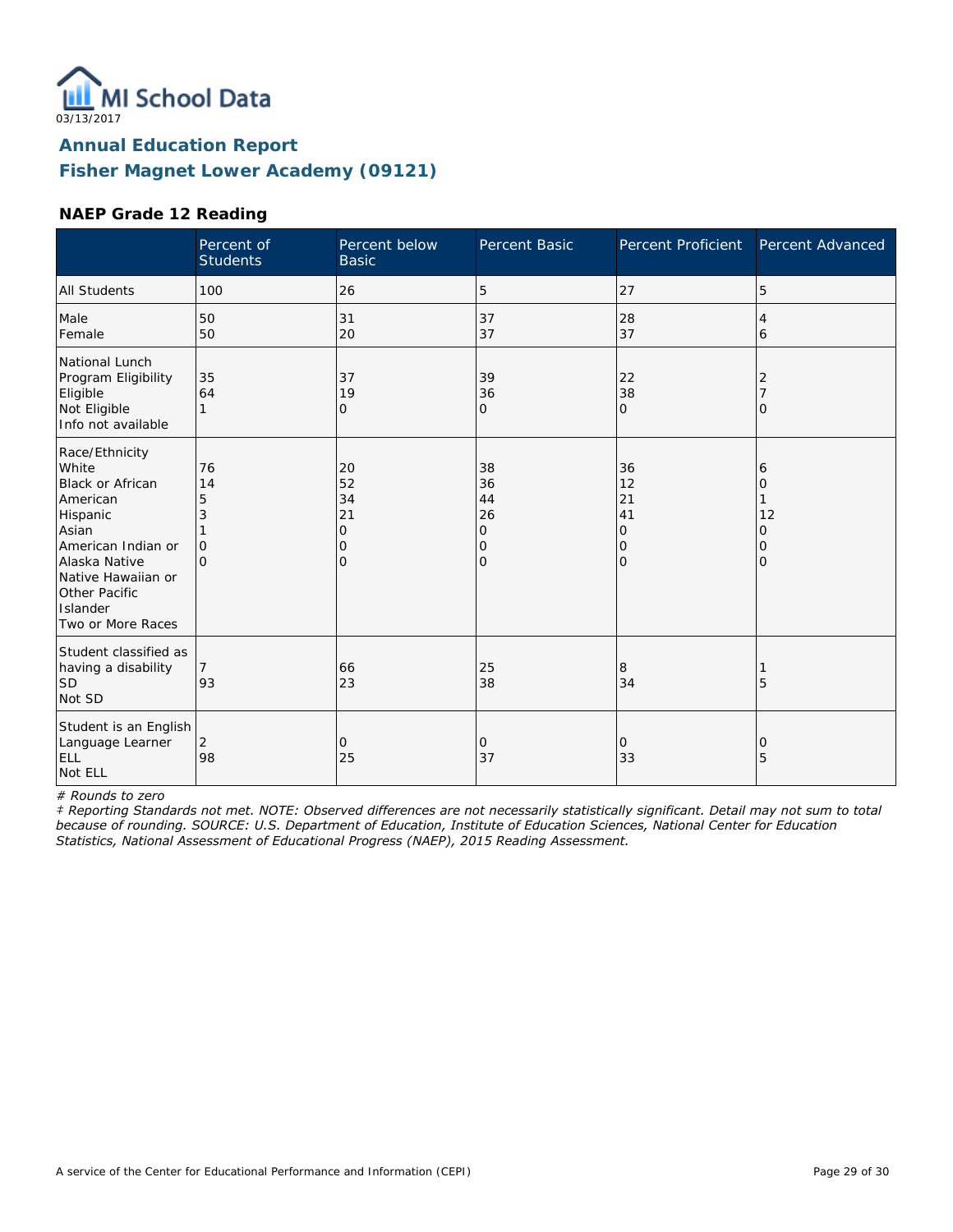MI School Data
03/13/2017

## Annual Education Report
## Fisher Magnet Lower Academy (09121)

### NAEP Grade 12 Reading

| | Percent of Students | Percent below Basic | Percent Basic | Percent Proficient | Percent Advanced |
|---|---|---|---|---|---|
| All Students | 100 | 26 | 5 | 27 | 5 |
| Male | 50 | 31 | 37 | 28 | 4 |
| Female | 50 | 20 | 37 | 37 | 6 |
| National Lunch Program Eligibility | | | | | |
| Eligible | 35 | 37 | 39 | 22 | 2 |
| Not Eligible | 64 | 19 | 36 | 38 | 7 |
| Info not available | 1 | 0 | 0 | 0 | 0 |
| Race/Ethnicity | | | | | |
| White | 76 | 20 | 38 | 36 | 6 |
| Black or African American | 14 | 52 | 36 | 12 | 0 |
| Hispanic | 5 | 34 | 44 | 21 | 1 |
| Asian | 3 | 21 | 26 | 41 | 12 |
| American Indian or Alaska Native | 1 | 0 | 0 | 0 | 0 |
| Native Hawaiian or Other Pacific Islander | 0 | 0 | 0 | 0 | 0 |
| Two or More Races | 0 | 0 | 0 | 0 | 0 |
| Student classified as having a disability | | | | | |
| SD | 7 | 66 | 25 | 8 | 1 |
| Not SD | 93 | 23 | 38 | 34 | 5 |
| Student is an English Language Learner | | | | | |
| ELL | 2 | 0 | 0 | 0 | 0 |
| Not ELL | 98 | 25 | 37 | 33 | 5 |

*# Rounds to zero*

*‡ Reporting Standards not met. NOTE: Observed differences are not necessarily statistically significant. Detail may not sum to total because of rounding. SOURCE: U.S. Department of Education, Institute of Education Sciences, National Center for Education Statistics, National Assessment of Educational Progress (NAEP), 2015 Reading Assessment.*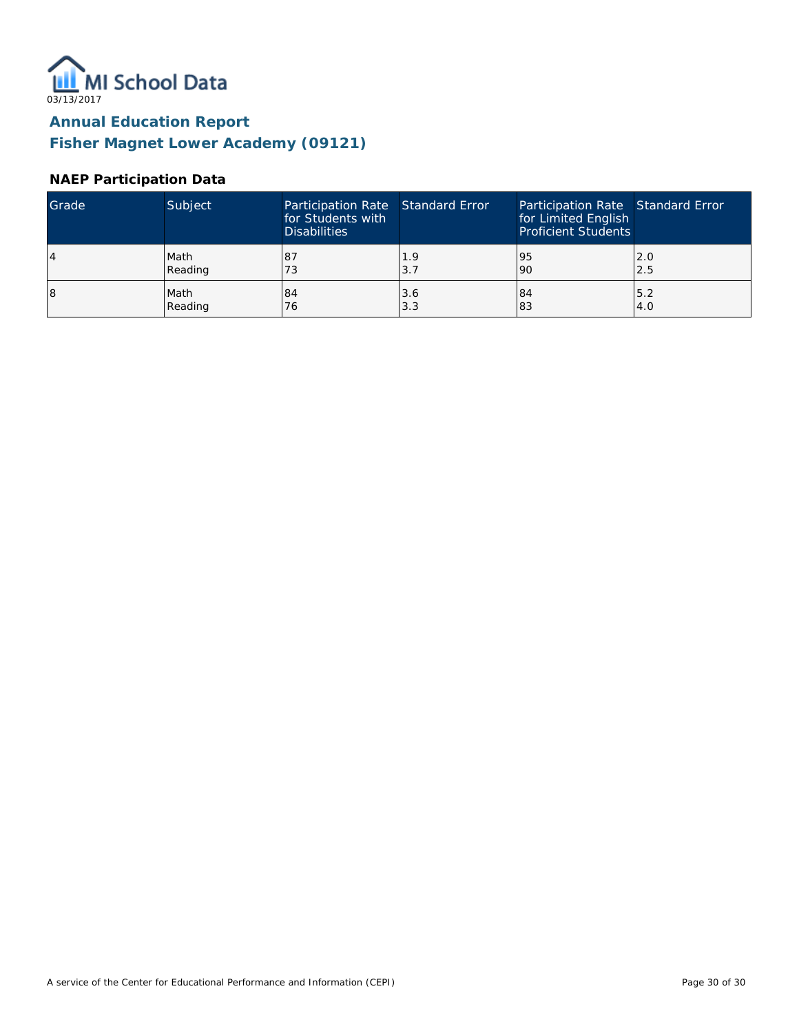MI School Data

03/13/2017

# Annual Education Report

## Fisher Magnet Lower Academy (09121)

### NAEP Participation Data

| Grade | Subject | Participation Rate for Students with Disabilities | Standard Error | Participation Rate for Limited English Proficient Students | Standard Error |
|---|---|---|---|---|---|
| 4 | Math<br>Reading | 87<br>73 | 1.9<br>3.7 | 95<br>90 | 2.0<br>2.5 |
| 8 | Math<br>Reading | 84<br>76 | 3.6<br>3.3 | 84<br>83 | 5.2<br>4.0 |

A service of the Center for Educational Performance and Information (CEPI)